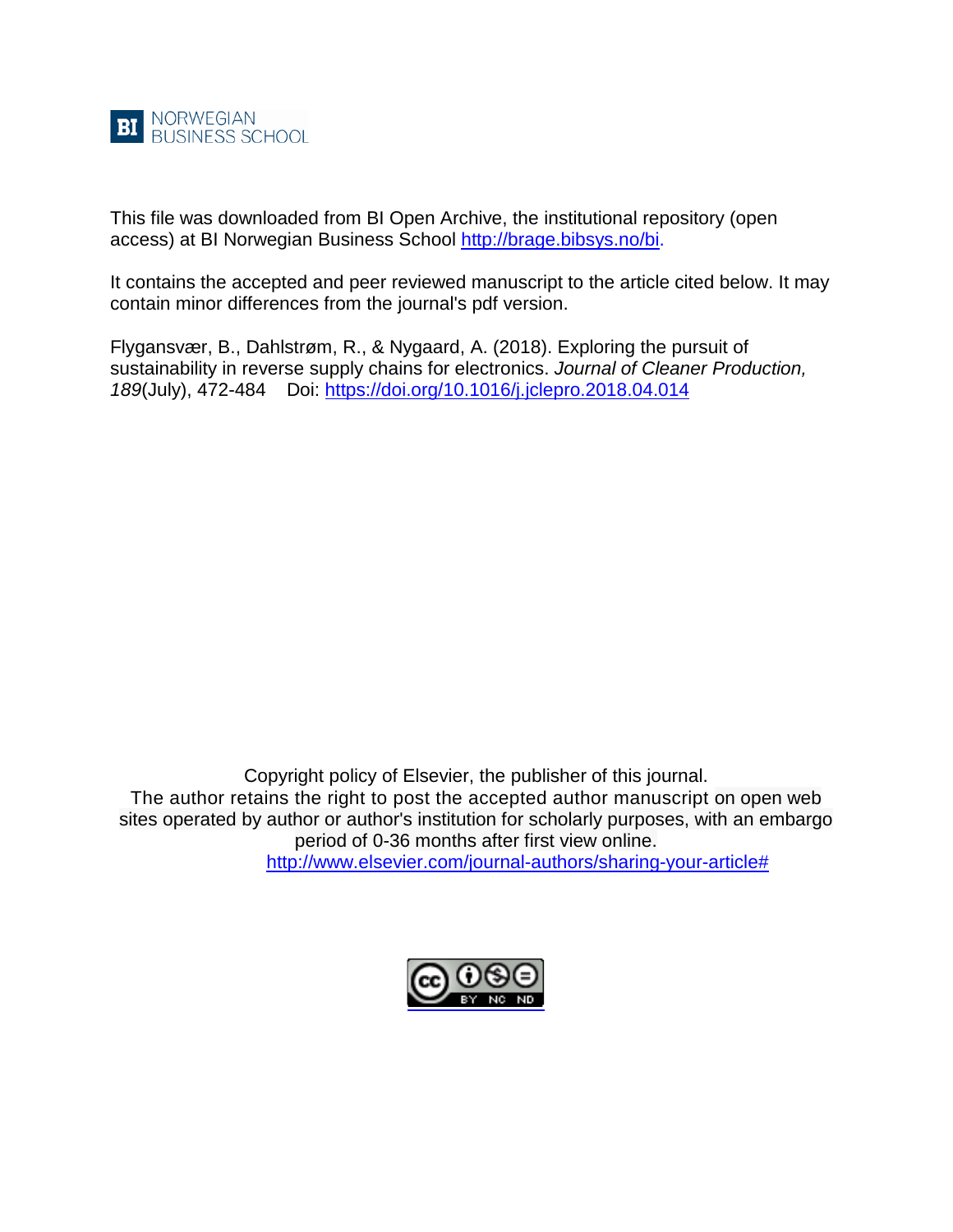BI NORWEGIAN BUSINESS SCHOOL

This file was downloaded from BI Open Archive, the institutional repository (open access) at BI Norwegian Business School http://brage.bibsys.no/bi.

It contains the accepted and peer reviewed manuscript to the article cited below. It may contain minor differences from the journal's pdf version.

Flygansvær, B., Dahlstrøm, R., & Nygaard, A. (2018). Exploring the pursuit of sustainability in reverse supply chains for electronics. *Journal of Cleaner Production, 189*(July), 472-484 Doi: https://doi.org/10.1016/j.jclepro.2018.04.014

Copyright policy of Elsevier, the publisher of this journal.
The author retains the right to post the accepted author manuscript on open web sites operated by author or author's institution for scholarly purposes, with an embargo period of 0-36 months after first view online.
http://www.elsevier.com/journal-authors/sharing-your-article#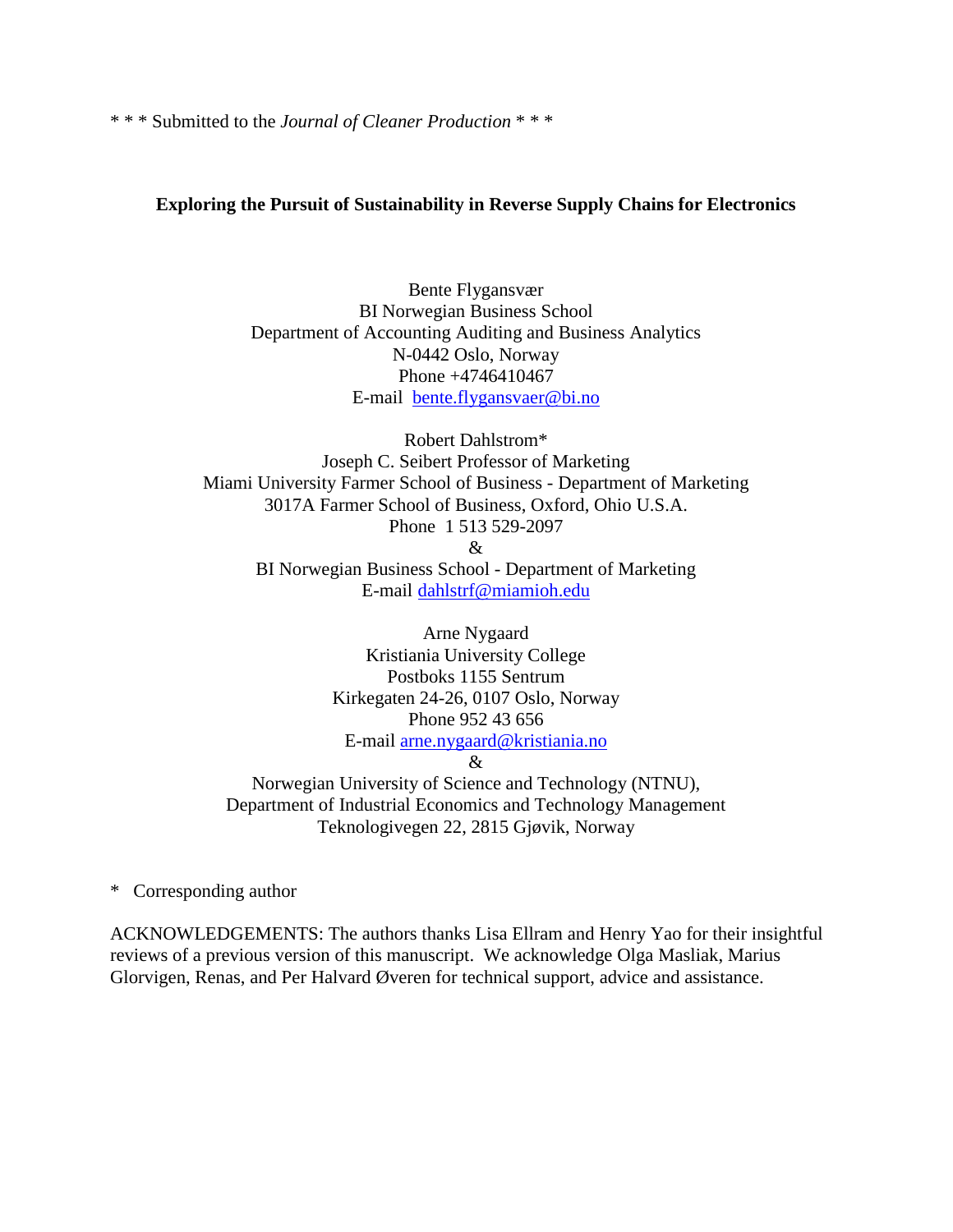* * * Submitted to the *Journal of Cleaner Production* * * *

**Exploring the Pursuit of Sustainability in Reverse Supply Chains for Electronics**

Bente Flygansvær
BI Norwegian Business School
Department of Accounting Auditing and Business Analytics
N-0442 Oslo, Norway
Phone +4746410467
E-mail bente.flygansvaer@bi.no

Robert Dahlstrom*
Joseph C. Seibert Professor of Marketing
Miami University Farmer School of Business - Department of Marketing
3017A Farmer School of Business, Oxford, Ohio U.S.A.
Phone 1 513 529-2097
&
BI Norwegian Business School - Department of Marketing
E-mail dahlstrf@miamioh.edu

Arne Nygaard
Kristiania University College
Postboks 1155 Sentrum
Kirkegaten 24-26, 0107 Oslo, Norway
Phone 952 43 656
E-mail arne.nygaard@kristiania.no
&
Norwegian University of Science and Technology (NTNU),
Department of Industrial Economics and Technology Management
Teknologivegen 22, 2815 Gjøvik, Norway

* Corresponding author

ACKNOWLEDGEMENTS: The authors thanks Lisa Ellram and Henry Yao for their insightful reviews of a previous version of this manuscript. We acknowledge Olga Masliak, Marius Glorvigen, Renas, and Per Halvard Øveren for technical support, advice and assistance.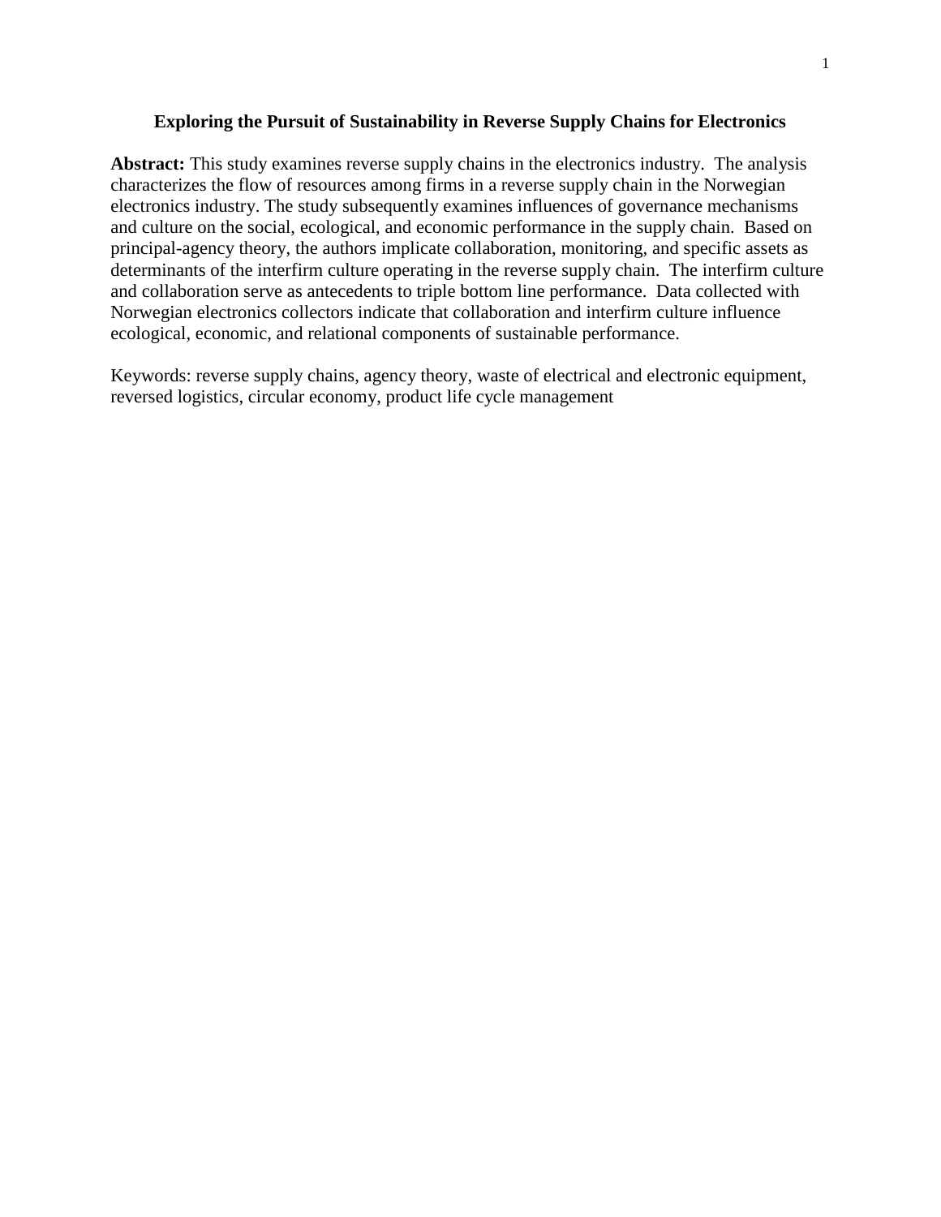# Exploring the Pursuit of Sustainability in Reverse Supply Chains for Electronics

**Abstract:** This study examines reverse supply chains in the electronics industry. The analysis characterizes the flow of resources among firms in a reverse supply chain in the Norwegian electronics industry. The study subsequently examines influences of governance mechanisms and culture on the social, ecological, and economic performance in the supply chain. Based on principal-agency theory, the authors implicate collaboration, monitoring, and specific assets as determinants of the interfirm culture operating in the reverse supply chain. The interfirm culture and collaboration serve as antecedents to triple bottom line performance. Data collected with Norwegian electronics collectors indicate that collaboration and interfirm culture influence ecological, economic, and relational components of sustainable performance.

Keywords: reverse supply chains, agency theory, waste of electrical and electronic equipment, reversed logistics, circular economy, product life cycle management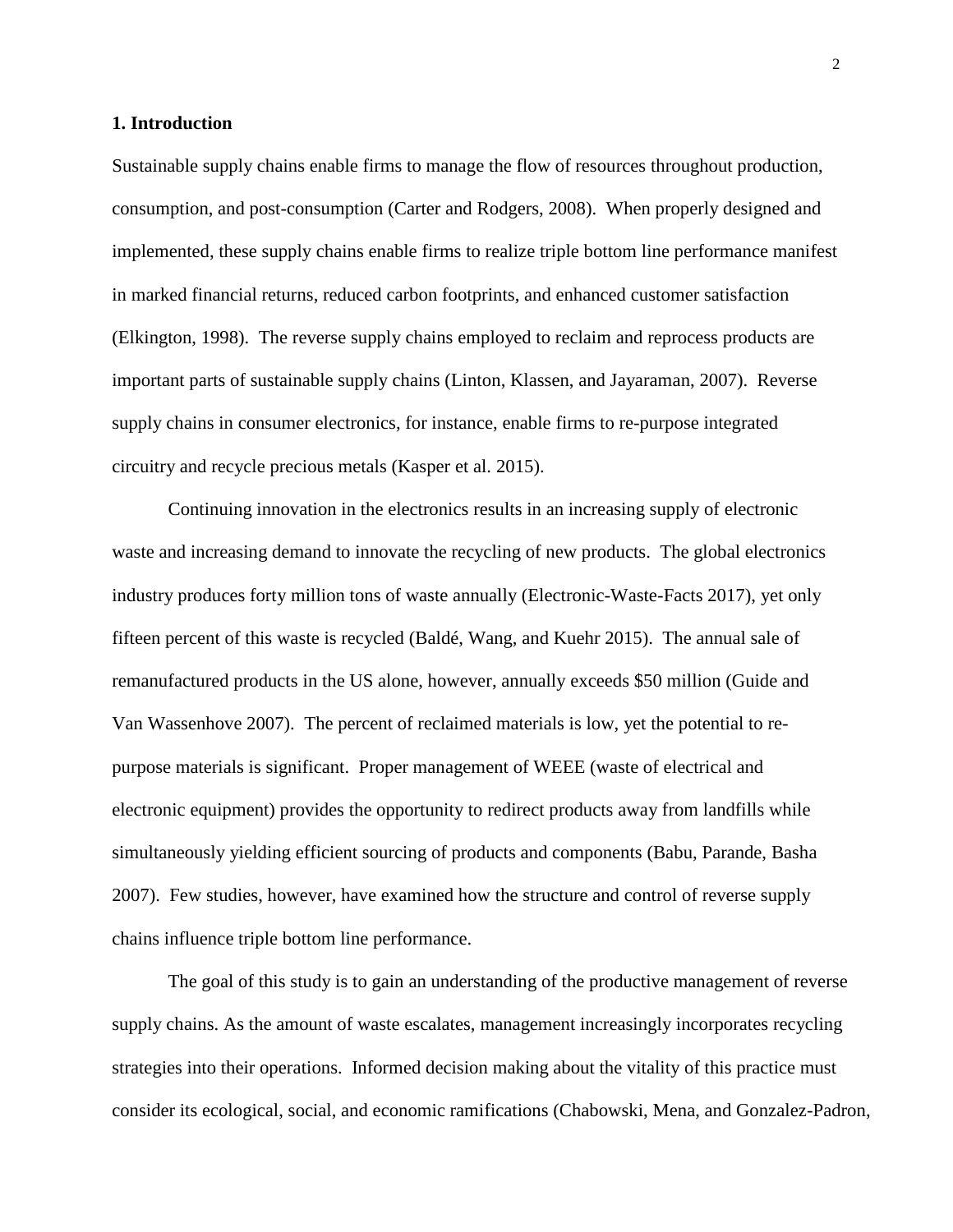## 1. Introduction

Sustainable supply chains enable firms to manage the flow of resources throughout production, consumption, and post-consumption (Carter and Rodgers, 2008). When properly designed and implemented, these supply chains enable firms to realize triple bottom line performance manifest in marked financial returns, reduced carbon footprints, and enhanced customer satisfaction (Elkington, 1998). The reverse supply chains employed to reclaim and reprocess products are important parts of sustainable supply chains (Linton, Klassen, and Jayaraman, 2007). Reverse supply chains in consumer electronics, for instance, enable firms to re-purpose integrated circuitry and recycle precious metals (Kasper et al. 2015).

Continuing innovation in the electronics results in an increasing supply of electronic waste and increasing demand to innovate the recycling of new products. The global electronics industry produces forty million tons of waste annually (Electronic-Waste-Facts 2017), yet only fifteen percent of this waste is recycled (Baldé, Wang, and Kuehr 2015). The annual sale of remanufactured products in the US alone, however, annually exceeds $50 million (Guide and Van Wassenhove 2007). The percent of reclaimed materials is low, yet the potential to re-purpose materials is significant. Proper management of WEEE (waste of electrical and electronic equipment) provides the opportunity to redirect products away from landfills while simultaneously yielding efficient sourcing of products and components (Babu, Parande, Basha 2007). Few studies, however, have examined how the structure and control of reverse supply chains influence triple bottom line performance.

The goal of this study is to gain an understanding of the productive management of reverse supply chains. As the amount of waste escalates, management increasingly incorporates recycling strategies into their operations. Informed decision making about the vitality of this practice must consider its ecological, social, and economic ramifications (Chabowski, Mena, and Gonzalez-Padron,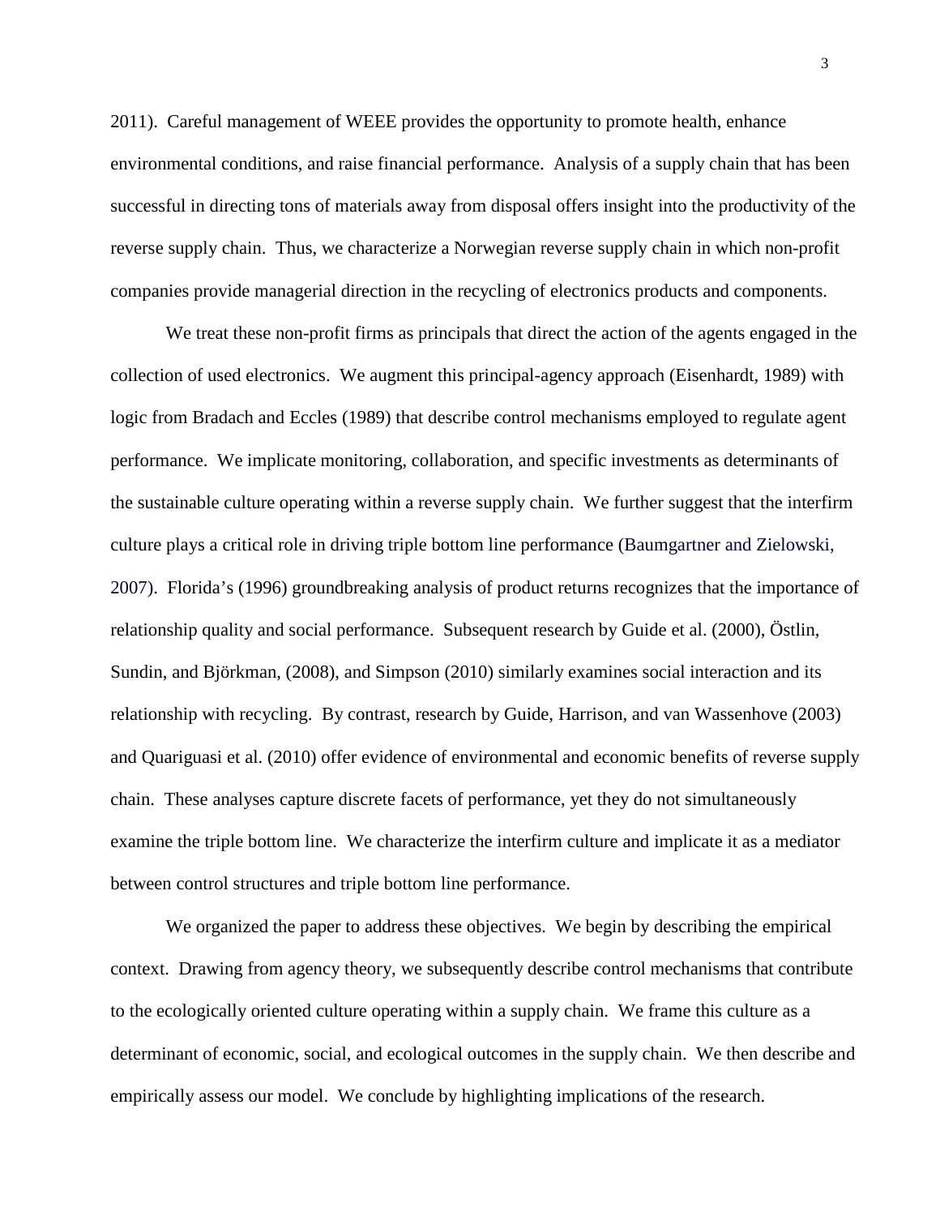2011). Careful management of WEEE provides the opportunity to promote health, enhance environmental conditions, and raise financial performance. Analysis of a supply chain that has been successful in directing tons of materials away from disposal offers insight into the productivity of the reverse supply chain. Thus, we characterize a Norwegian reverse supply chain in which non-profit companies provide managerial direction in the recycling of electronics products and components.

We treat these non-profit firms as principals that direct the action of the agents engaged in the collection of used electronics. We augment this principal-agency approach (Eisenhardt, 1989) with logic from Bradach and Eccles (1989) that describe control mechanisms employed to regulate agent performance. We implicate monitoring, collaboration, and specific investments as determinants of the sustainable culture operating within a reverse supply chain. We further suggest that the interfirm culture plays a critical role in driving triple bottom line performance (Baumgartner and Zielowski, 2007). Florida's (1996) groundbreaking analysis of product returns recognizes that the importance of relationship quality and social performance. Subsequent research by Guide et al. (2000), Östlin, Sundin, and Björkman, (2008), and Simpson (2010) similarly examines social interaction and its relationship with recycling. By contrast, research by Guide, Harrison, and van Wassenhove (2003) and Quariguasi et al. (2010) offer evidence of environmental and economic benefits of reverse supply chain. These analyses capture discrete facets of performance, yet they do not simultaneously examine the triple bottom line. We characterize the interfirm culture and implicate it as a mediator between control structures and triple bottom line performance.

We organized the paper to address these objectives. We begin by describing the empirical context. Drawing from agency theory, we subsequently describe control mechanisms that contribute to the ecologically oriented culture operating within a supply chain. We frame this culture as a determinant of economic, social, and ecological outcomes in the supply chain. We then describe and empirically assess our model. We conclude by highlighting implications of the research.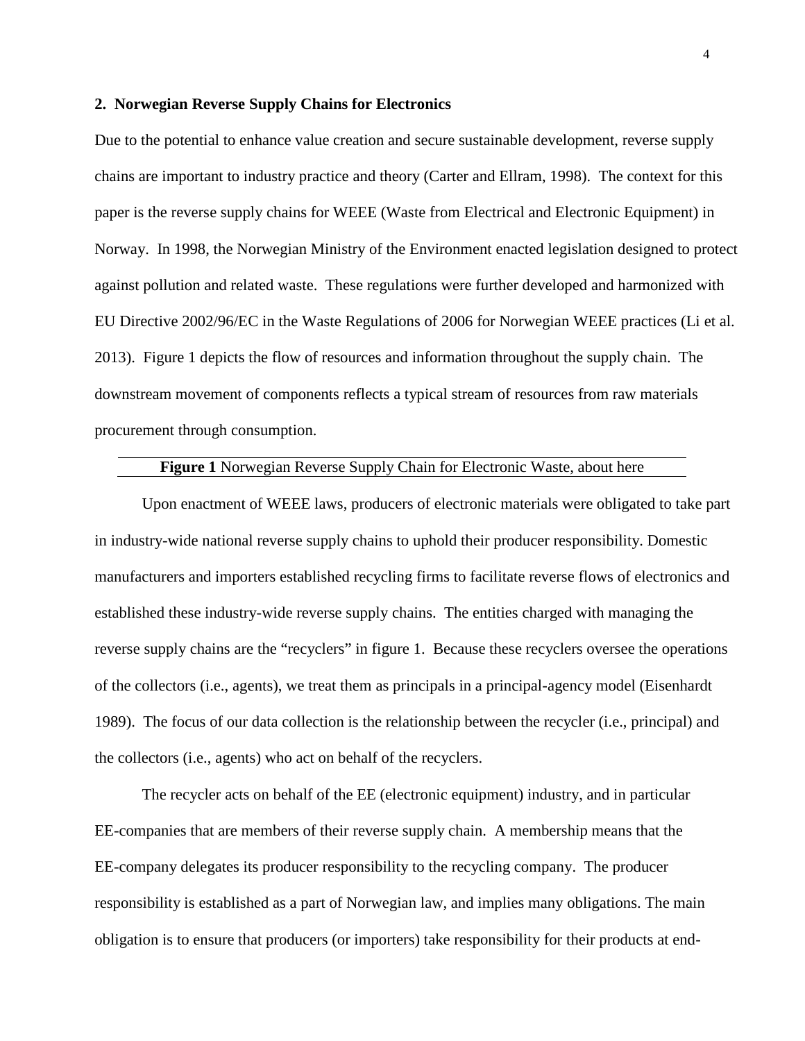## 2. Norwegian Reverse Supply Chains for Electronics

Due to the potential to enhance value creation and secure sustainable development, reverse supply chains are important to industry practice and theory (Carter and Ellram, 1998). The context for this paper is the reverse supply chains for WEEE (Waste from Electrical and Electronic Equipment) in Norway. In 1998, the Norwegian Ministry of the Environment enacted legislation designed to protect against pollution and related waste. These regulations were further developed and harmonized with EU Directive 2002/96/EC in the Waste Regulations of 2006 for Norwegian WEEE practices (Li et al. 2013). Figure 1 depicts the flow of resources and information throughout the supply chain. The downstream movement of components reflects a typical stream of resources from raw materials procurement through consumption.

**Figure 1** Norwegian Reverse Supply Chain for Electronic Waste, about here

Upon enactment of WEEE laws, producers of electronic materials were obligated to take part in industry-wide national reverse supply chains to uphold their producer responsibility. Domestic manufacturers and importers established recycling firms to facilitate reverse flows of electronics and established these industry-wide reverse supply chains. The entities charged with managing the reverse supply chains are the "recyclers" in figure 1. Because these recyclers oversee the operations of the collectors (i.e., agents), we treat them as principals in a principal-agency model (Eisenhardt 1989). The focus of our data collection is the relationship between the recycler (i.e., principal) and the collectors (i.e., agents) who act on behalf of the recyclers.

The recycler acts on behalf of the EE (electronic equipment) industry, and in particular EE-companies that are members of their reverse supply chain. A membership means that the EE-company delegates its producer responsibility to the recycling company. The producer responsibility is established as a part of Norwegian law, and implies many obligations. The main obligation is to ensure that producers (or importers) take responsibility for their products at end-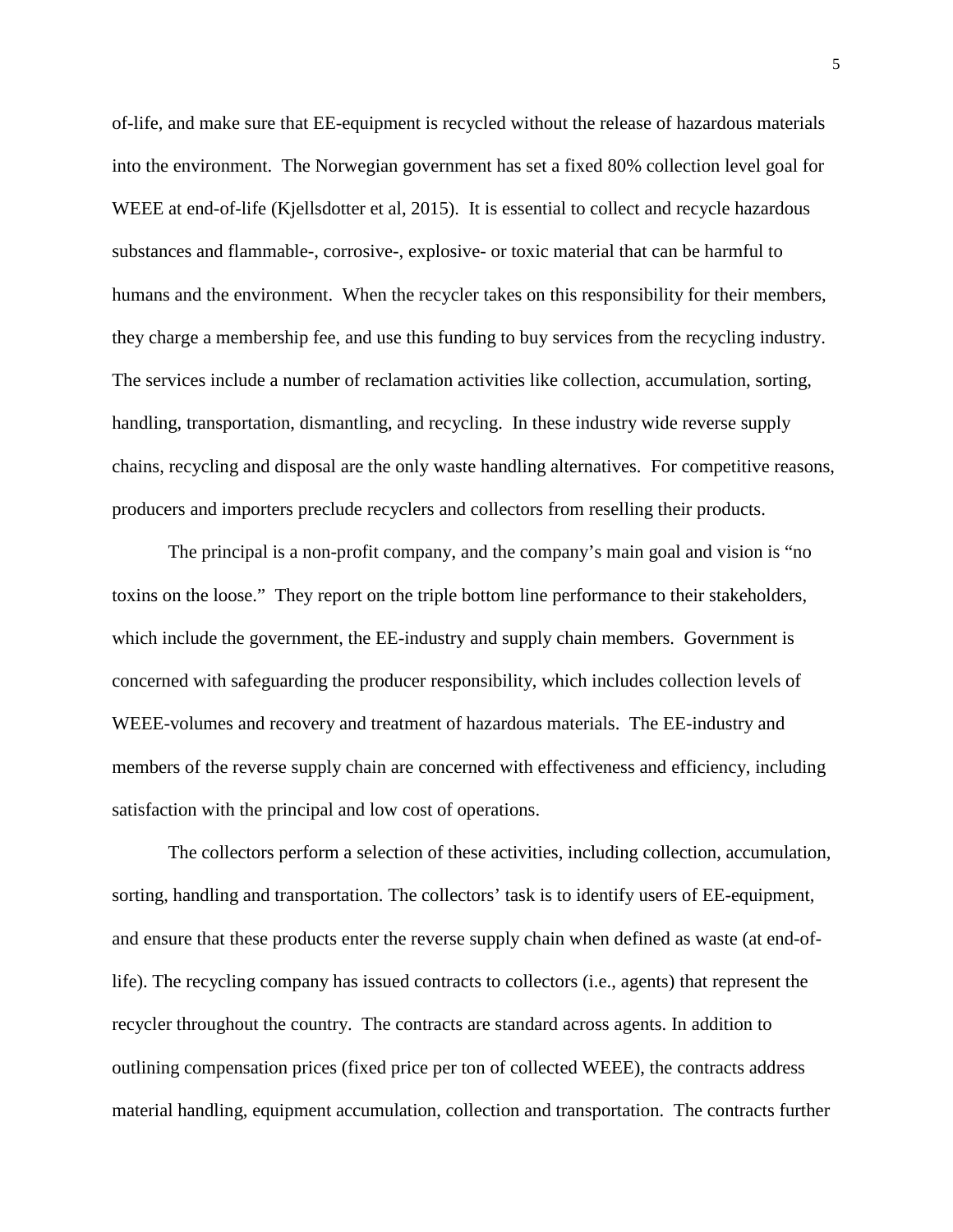of-life, and make sure that EE-equipment is recycled without the release of hazardous materials into the environment. The Norwegian government has set a fixed 80% collection level goal for WEEE at end-of-life (Kjellsdotter et al, 2015). It is essential to collect and recycle hazardous substances and flammable-, corrosive-, explosive- or toxic material that can be harmful to humans and the environment. When the recycler takes on this responsibility for their members, they charge a membership fee, and use this funding to buy services from the recycling industry. The services include a number of reclamation activities like collection, accumulation, sorting, handling, transportation, dismantling, and recycling. In these industry wide reverse supply chains, recycling and disposal are the only waste handling alternatives. For competitive reasons, producers and importers preclude recyclers and collectors from reselling their products.

The principal is a non-profit company, and the company's main goal and vision is "no toxins on the loose." They report on the triple bottom line performance to their stakeholders, which include the government, the EE-industry and supply chain members. Government is concerned with safeguarding the producer responsibility, which includes collection levels of WEEE-volumes and recovery and treatment of hazardous materials. The EE-industry and members of the reverse supply chain are concerned with effectiveness and efficiency, including satisfaction with the principal and low cost of operations.

The collectors perform a selection of these activities, including collection, accumulation, sorting, handling and transportation. The collectors' task is to identify users of EE-equipment, and ensure that these products enter the reverse supply chain when defined as waste (at end-of-life). The recycling company has issued contracts to collectors (i.e., agents) that represent the recycler throughout the country. The contracts are standard across agents. In addition to outlining compensation prices (fixed price per ton of collected WEEE), the contracts address material handling, equipment accumulation, collection and transportation. The contracts further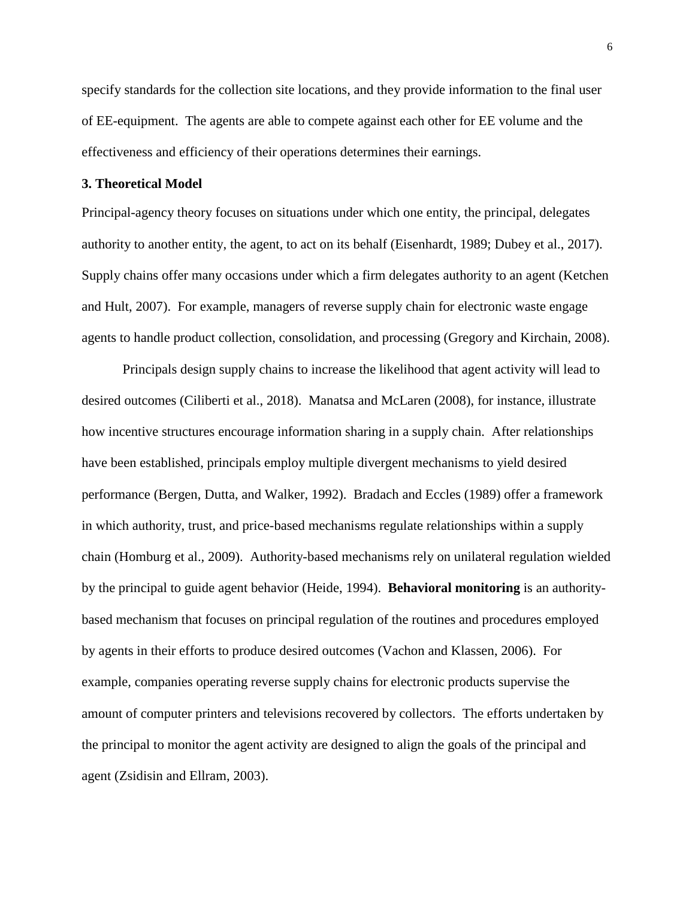specify standards for the collection site locations, and they provide information to the final user of EE-equipment. The agents are able to compete against each other for EE volume and the effectiveness and efficiency of their operations determines their earnings.

## 3. Theoretical Model

Principal-agency theory focuses on situations under which one entity, the principal, delegates authority to another entity, the agent, to act on its behalf (Eisenhardt, 1989; Dubey et al., 2017). Supply chains offer many occasions under which a firm delegates authority to an agent (Ketchen and Hult, 2007). For example, managers of reverse supply chain for electronic waste engage agents to handle product collection, consolidation, and processing (Gregory and Kirchain, 2008).

Principals design supply chains to increase the likelihood that agent activity will lead to desired outcomes (Ciliberti et al., 2018). Manatsa and McLaren (2008), for instance, illustrate how incentive structures encourage information sharing in a supply chain. After relationships have been established, principals employ multiple divergent mechanisms to yield desired performance (Bergen, Dutta, and Walker, 1992). Bradach and Eccles (1989) offer a framework in which authority, trust, and price-based mechanisms regulate relationships within a supply chain (Homburg et al., 2009). Authority-based mechanisms rely on unilateral regulation wielded by the principal to guide agent behavior (Heide, 1994). **Behavioral monitoring** is an authority-based mechanism that focuses on principal regulation of the routines and procedures employed by agents in their efforts to produce desired outcomes (Vachon and Klassen, 2006). For example, companies operating reverse supply chains for electronic products supervise the amount of computer printers and televisions recovered by collectors. The efforts undertaken by the principal to monitor the agent activity are designed to align the goals of the principal and agent (Zsidisin and Ellram, 2003).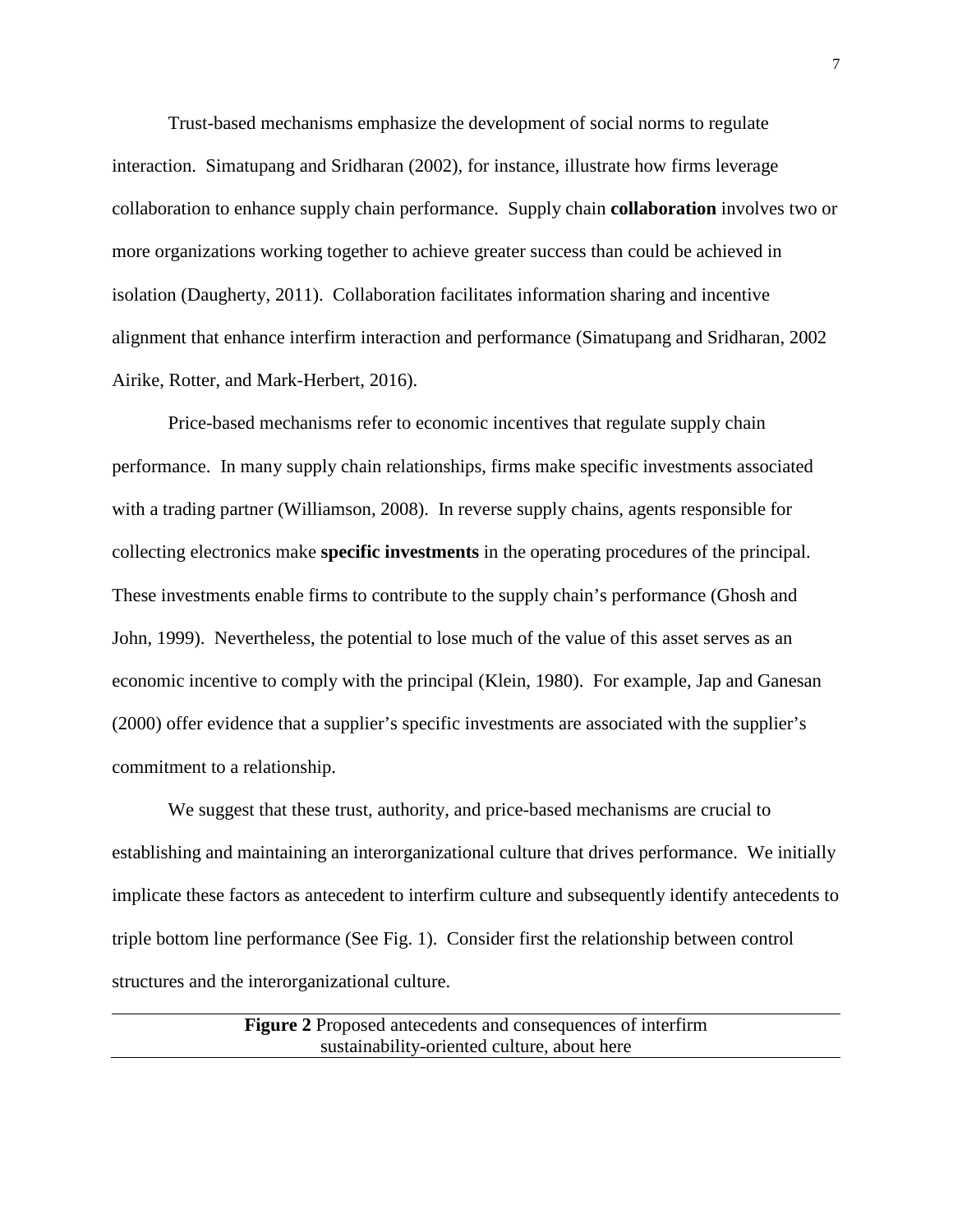Trust-based mechanisms emphasize the development of social norms to regulate interaction. Simatupang and Sridharan (2002), for instance, illustrate how firms leverage collaboration to enhance supply chain performance. Supply chain **collaboration** involves two or more organizations working together to achieve greater success than could be achieved in isolation (Daugherty, 2011). Collaboration facilitates information sharing and incentive alignment that enhance interfirm interaction and performance (Simatupang and Sridharan, 2002 Airike, Rotter, and Mark-Herbert, 2016).

Price-based mechanisms refer to economic incentives that regulate supply chain performance. In many supply chain relationships, firms make specific investments associated with a trading partner (Williamson, 2008). In reverse supply chains, agents responsible for collecting electronics make **specific investments** in the operating procedures of the principal. These investments enable firms to contribute to the supply chain's performance (Ghosh and John, 1999). Nevertheless, the potential to lose much of the value of this asset serves as an economic incentive to comply with the principal (Klein, 1980). For example, Jap and Ganesan (2000) offer evidence that a supplier's specific investments are associated with the supplier's commitment to a relationship.

We suggest that these trust, authority, and price-based mechanisms are crucial to establishing and maintaining an interorganizational culture that drives performance. We initially implicate these factors as antecedent to interfirm culture and subsequently identify antecedents to triple bottom line performance (See Fig. 1). Consider first the relationship between control structures and the interorganizational culture.

---

**Figure 2** Proposed antecedents and consequences of interfirm sustainability-oriented culture, about here

---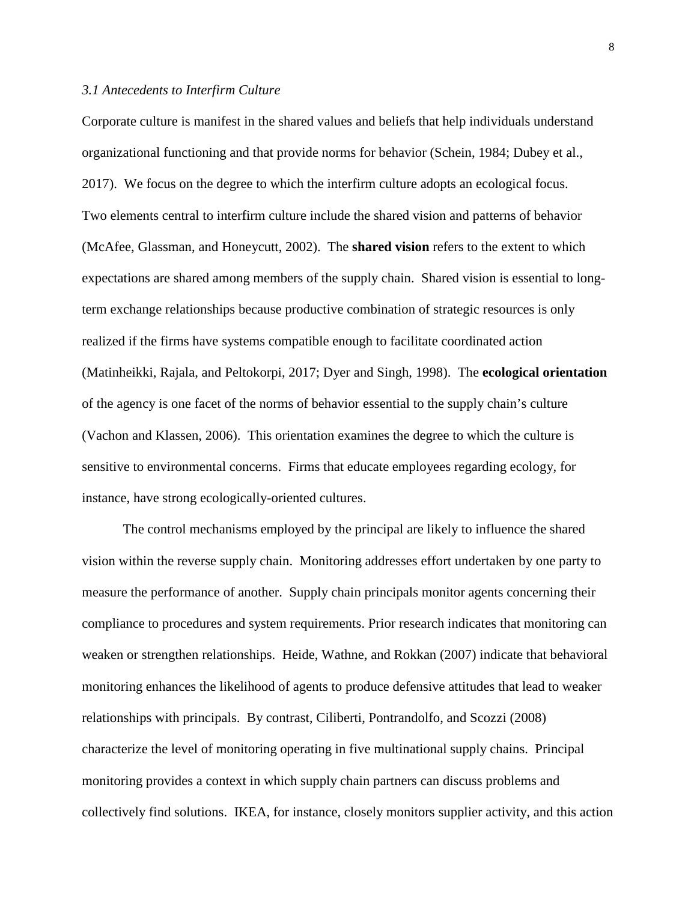### *3.1 Antecedents to Interfirm Culture*

Corporate culture is manifest in the shared values and beliefs that help individuals understand organizational functioning and that provide norms for behavior (Schein, 1984; Dubey et al., 2017). We focus on the degree to which the interfirm culture adopts an ecological focus. Two elements central to interfirm culture include the shared vision and patterns of behavior (McAfee, Glassman, and Honeycutt, 2002). The **shared vision** refers to the extent to which expectations are shared among members of the supply chain. Shared vision is essential to long-term exchange relationships because productive combination of strategic resources is only realized if the firms have systems compatible enough to facilitate coordinated action (Matinheikki, Rajala, and Peltokorpi, 2017; Dyer and Singh, 1998). The **ecological orientation** of the agency is one facet of the norms of behavior essential to the supply chain's culture (Vachon and Klassen, 2006). This orientation examines the degree to which the culture is sensitive to environmental concerns. Firms that educate employees regarding ecology, for instance, have strong ecologically-oriented cultures.

The control mechanisms employed by the principal are likely to influence the shared vision within the reverse supply chain. Monitoring addresses effort undertaken by one party to measure the performance of another. Supply chain principals monitor agents concerning their compliance to procedures and system requirements. Prior research indicates that monitoring can weaken or strengthen relationships. Heide, Wathne, and Rokkan (2007) indicate that behavioral monitoring enhances the likelihood of agents to produce defensive attitudes that lead to weaker relationships with principals. By contrast, Ciliberti, Pontrandolfo, and Scozzi (2008) characterize the level of monitoring operating in five multinational supply chains. Principal monitoring provides a context in which supply chain partners can discuss problems and collectively find solutions. IKEA, for instance, closely monitors supplier activity, and this action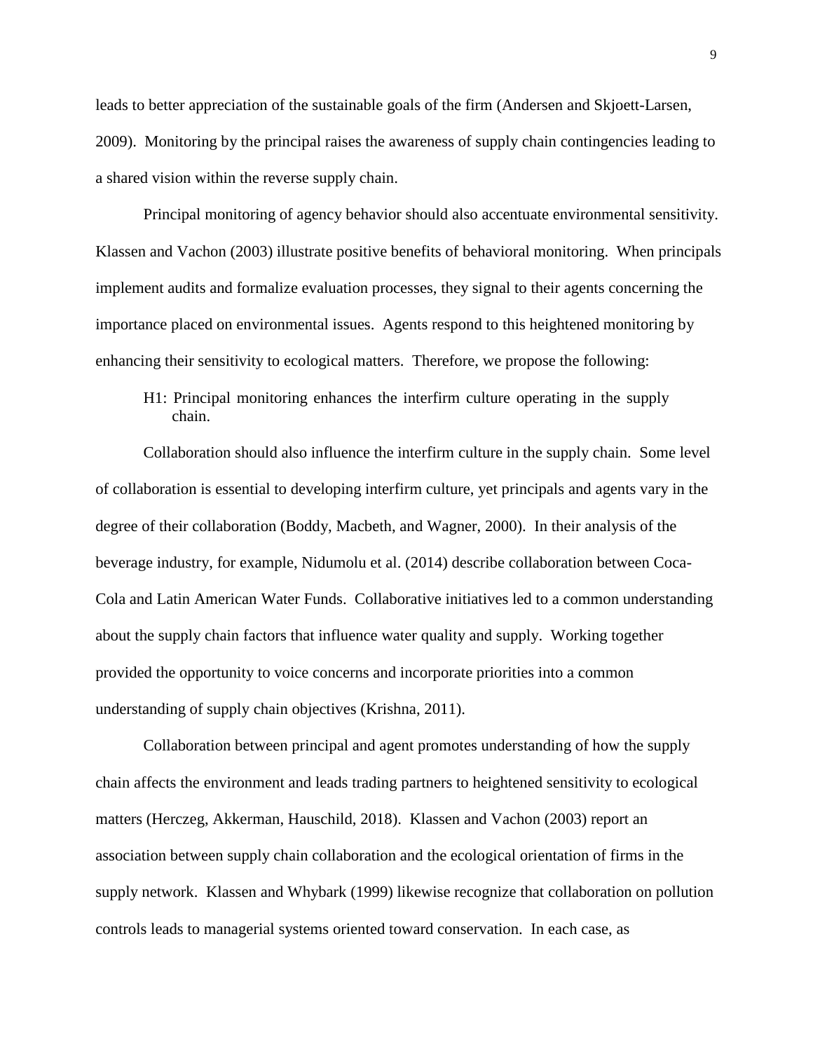leads to better appreciation of the sustainable goals of the firm (Andersen and Skjoett-Larsen, 2009). Monitoring by the principal raises the awareness of supply chain contingencies leading to a shared vision within the reverse supply chain.

Principal monitoring of agency behavior should also accentuate environmental sensitivity. Klassen and Vachon (2003) illustrate positive benefits of behavioral monitoring. When principals implement audits and formalize evaluation processes, they signal to their agents concerning the importance placed on environmental issues. Agents respond to this heightened monitoring by enhancing their sensitivity to ecological matters. Therefore, we propose the following:

H1: Principal monitoring enhances the interfirm culture operating in the supply chain.

Collaboration should also influence the interfirm culture in the supply chain. Some level of collaboration is essential to developing interfirm culture, yet principals and agents vary in the degree of their collaboration (Boddy, Macbeth, and Wagner, 2000). In their analysis of the beverage industry, for example, Nidumolu et al. (2014) describe collaboration between Coca-Cola and Latin American Water Funds. Collaborative initiatives led to a common understanding about the supply chain factors that influence water quality and supply. Working together provided the opportunity to voice concerns and incorporate priorities into a common understanding of supply chain objectives (Krishna, 2011).

Collaboration between principal and agent promotes understanding of how the supply chain affects the environment and leads trading partners to heightened sensitivity to ecological matters (Herczeg, Akkerman, Hauschild, 2018). Klassen and Vachon (2003) report an association between supply chain collaboration and the ecological orientation of firms in the supply network. Klassen and Whybark (1999) likewise recognize that collaboration on pollution controls leads to managerial systems oriented toward conservation. In each case, as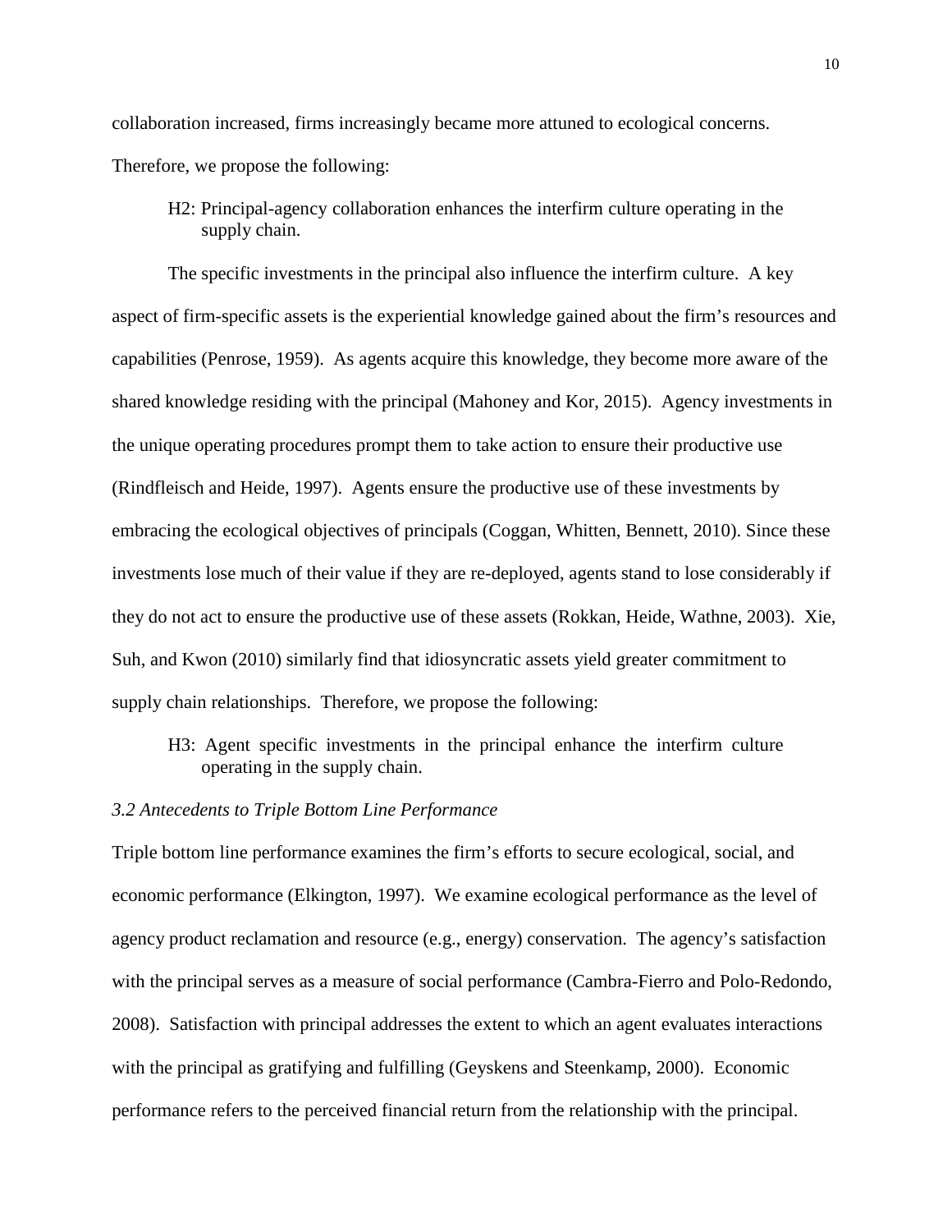collaboration increased, firms increasingly became more attuned to ecological concerns. Therefore, we propose the following:

> H2: Principal-agency collaboration enhances the interfirm culture operating in the supply chain.

The specific investments in the principal also influence the interfirm culture. A key aspect of firm-specific assets is the experiential knowledge gained about the firm's resources and capabilities (Penrose, 1959). As agents acquire this knowledge, they become more aware of the shared knowledge residing with the principal (Mahoney and Kor, 2015). Agency investments in the unique operating procedures prompt them to take action to ensure their productive use (Rindfleisch and Heide, 1997). Agents ensure the productive use of these investments by embracing the ecological objectives of principals (Coggan, Whitten, Bennett, 2010). Since these investments lose much of their value if they are re-deployed, agents stand to lose considerably if they do not act to ensure the productive use of these assets (Rokkan, Heide, Wathne, 2003). Xie, Suh, and Kwon (2010) similarly find that idiosyncratic assets yield greater commitment to supply chain relationships. Therefore, we propose the following:

> H3: Agent specific investments in the principal enhance the interfirm culture operating in the supply chain.

### *3.2 Antecedents to Triple Bottom Line Performance*

Triple bottom line performance examines the firm's efforts to secure ecological, social, and economic performance (Elkington, 1997). We examine ecological performance as the level of agency product reclamation and resource (e.g., energy) conservation. The agency's satisfaction with the principal serves as a measure of social performance (Cambra-Fierro and Polo-Redondo, 2008). Satisfaction with principal addresses the extent to which an agent evaluates interactions with the principal as gratifying and fulfilling (Geyskens and Steenkamp, 2000). Economic performance refers to the perceived financial return from the relationship with the principal.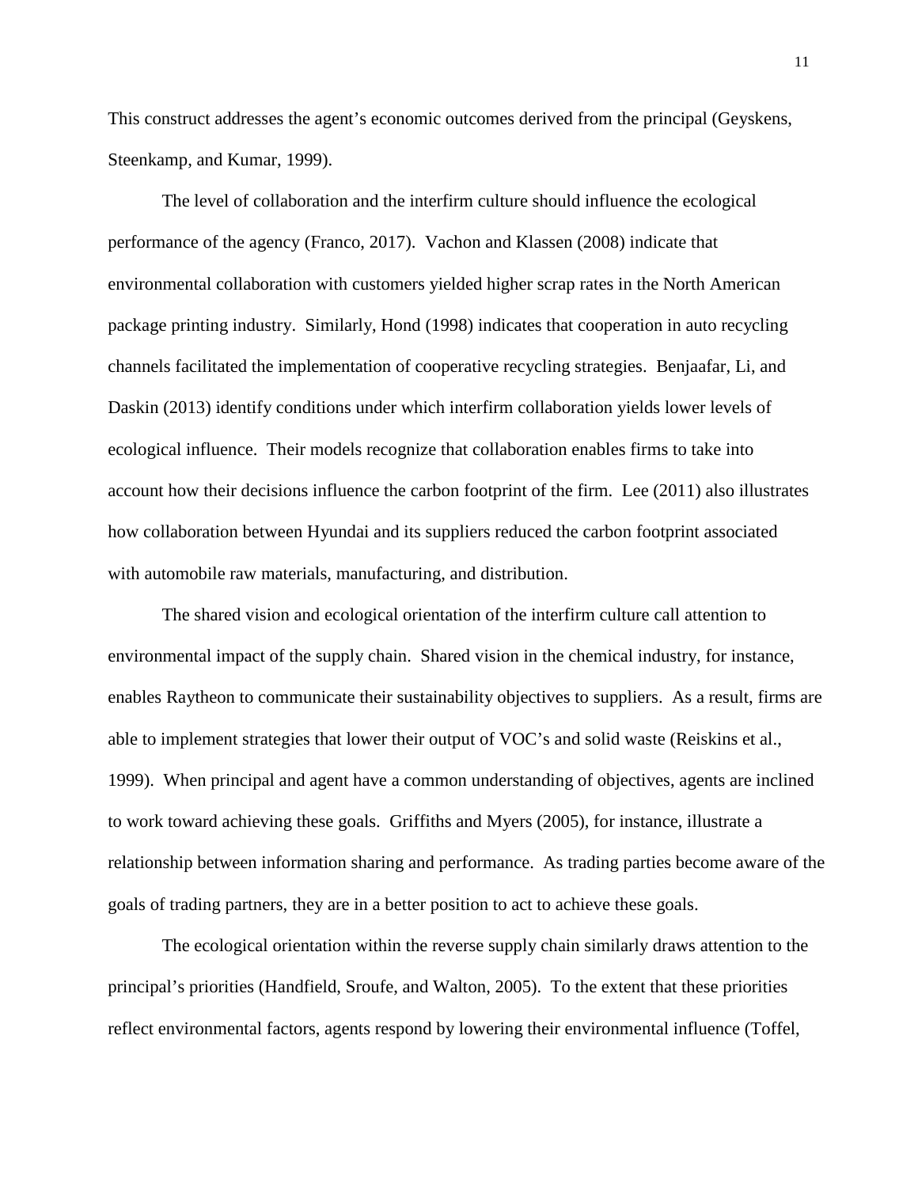This construct addresses the agent's economic outcomes derived from the principal (Geyskens, Steenkamp, and Kumar, 1999).

The level of collaboration and the interfirm culture should influence the ecological performance of the agency (Franco, 2017). Vachon and Klassen (2008) indicate that environmental collaboration with customers yielded higher scrap rates in the North American package printing industry. Similarly, Hond (1998) indicates that cooperation in auto recycling channels facilitated the implementation of cooperative recycling strategies. Benjaafar, Li, and Daskin (2013) identify conditions under which interfirm collaboration yields lower levels of ecological influence. Their models recognize that collaboration enables firms to take into account how their decisions influence the carbon footprint of the firm. Lee (2011) also illustrates how collaboration between Hyundai and its suppliers reduced the carbon footprint associated with automobile raw materials, manufacturing, and distribution.

The shared vision and ecological orientation of the interfirm culture call attention to environmental impact of the supply chain. Shared vision in the chemical industry, for instance, enables Raytheon to communicate their sustainability objectives to suppliers. As a result, firms are able to implement strategies that lower their output of VOC's and solid waste (Reiskins et al., 1999). When principal and agent have a common understanding of objectives, agents are inclined to work toward achieving these goals. Griffiths and Myers (2005), for instance, illustrate a relationship between information sharing and performance. As trading parties become aware of the goals of trading partners, they are in a better position to act to achieve these goals.

The ecological orientation within the reverse supply chain similarly draws attention to the principal's priorities (Handfield, Sroufe, and Walton, 2005). To the extent that these priorities reflect environmental factors, agents respond by lowering their environmental influence (Toffel,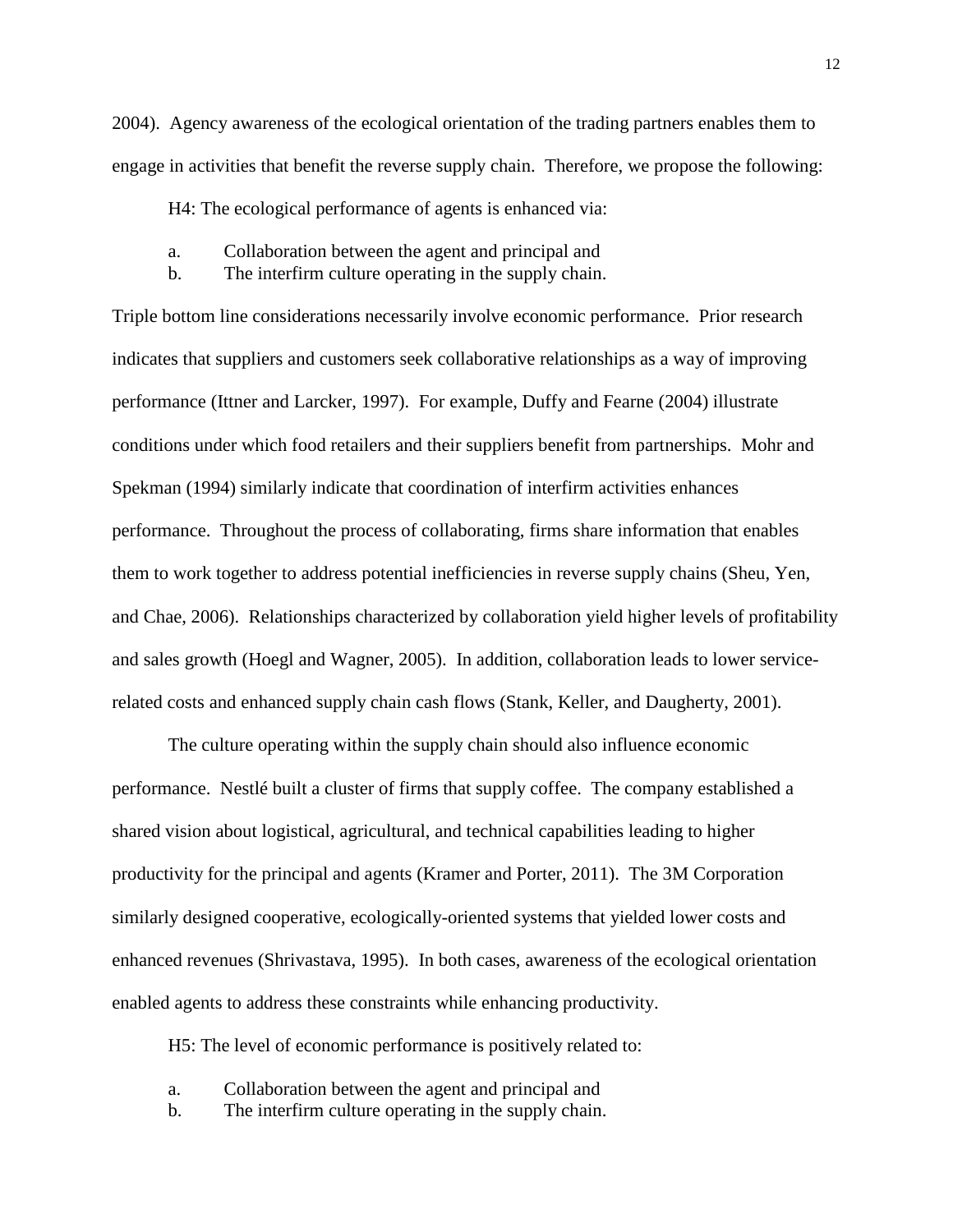2004). Agency awareness of the ecological orientation of the trading partners enables them to engage in activities that benefit the reverse supply chain. Therefore, we propose the following:

H4: The ecological performance of agents is enhanced via:

a. Collaboration between the agent and principal and
b. The interfirm culture operating in the supply chain.

Triple bottom line considerations necessarily involve economic performance. Prior research indicates that suppliers and customers seek collaborative relationships as a way of improving performance (Ittner and Larcker, 1997). For example, Duffy and Fearne (2004) illustrate conditions under which food retailers and their suppliers benefit from partnerships. Mohr and Spekman (1994) similarly indicate that coordination of interfirm activities enhances performance. Throughout the process of collaborating, firms share information that enables them to work together to address potential inefficiencies in reverse supply chains (Sheu, Yen, and Chae, 2006). Relationships characterized by collaboration yield higher levels of profitability and sales growth (Hoegl and Wagner, 2005). In addition, collaboration leads to lower service-related costs and enhanced supply chain cash flows (Stank, Keller, and Daugherty, 2001).

The culture operating within the supply chain should also influence economic performance. Nestlé built a cluster of firms that supply coffee. The company established a shared vision about logistical, agricultural, and technical capabilities leading to higher productivity for the principal and agents (Kramer and Porter, 2011). The 3M Corporation similarly designed cooperative, ecologically-oriented systems that yielded lower costs and enhanced revenues (Shrivastava, 1995). In both cases, awareness of the ecological orientation enabled agents to address these constraints while enhancing productivity.

H5: The level of economic performance is positively related to:

a. Collaboration between the agent and principal and
b. The interfirm culture operating in the supply chain.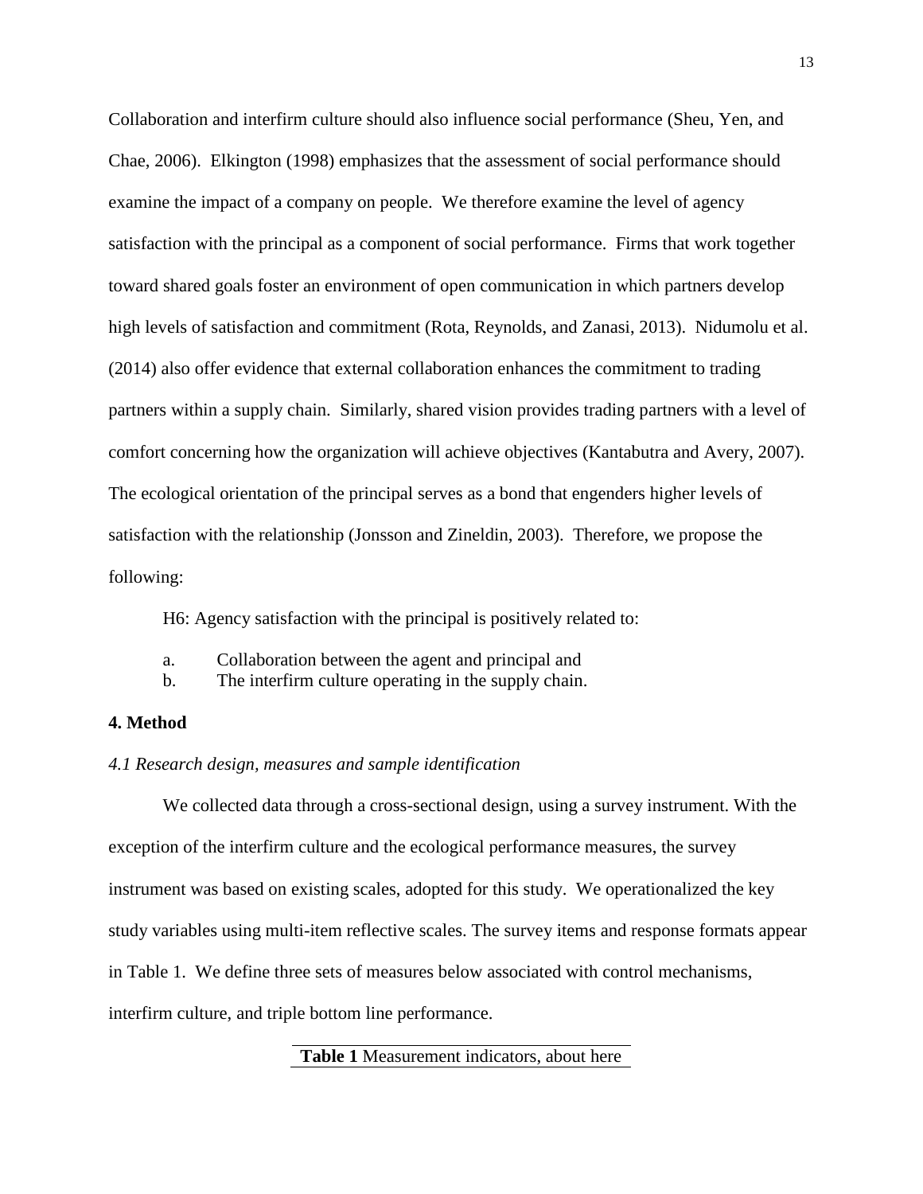Collaboration and interfirm culture should also influence social performance (Sheu, Yen, and Chae, 2006). Elkington (1998) emphasizes that the assessment of social performance should examine the impact of a company on people. We therefore examine the level of agency satisfaction with the principal as a component of social performance. Firms that work together toward shared goals foster an environment of open communication in which partners develop high levels of satisfaction and commitment (Rota, Reynolds, and Zanasi, 2013). Nidumolu et al. (2014) also offer evidence that external collaboration enhances the commitment to trading partners within a supply chain. Similarly, shared vision provides trading partners with a level of comfort concerning how the organization will achieve objectives (Kantabutra and Avery, 2007). The ecological orientation of the principal serves as a bond that engenders higher levels of satisfaction with the relationship (Jonsson and Zineldin, 2003). Therefore, we propose the following:

H6: Agency satisfaction with the principal is positively related to:

a. Collaboration between the agent and principal and
b. The interfirm culture operating in the supply chain.

## 4. Method

### *4.1 Research design, measures and sample identification*

We collected data through a cross-sectional design, using a survey instrument. With the exception of the interfirm culture and the ecological performance measures, the survey instrument was based on existing scales, adopted for this study. We operationalized the key study variables using multi-item reflective scales. The survey items and response formats appear in Table 1. We define three sets of measures below associated with control mechanisms, interfirm culture, and triple bottom line performance.

**Table 1** Measurement indicators, about here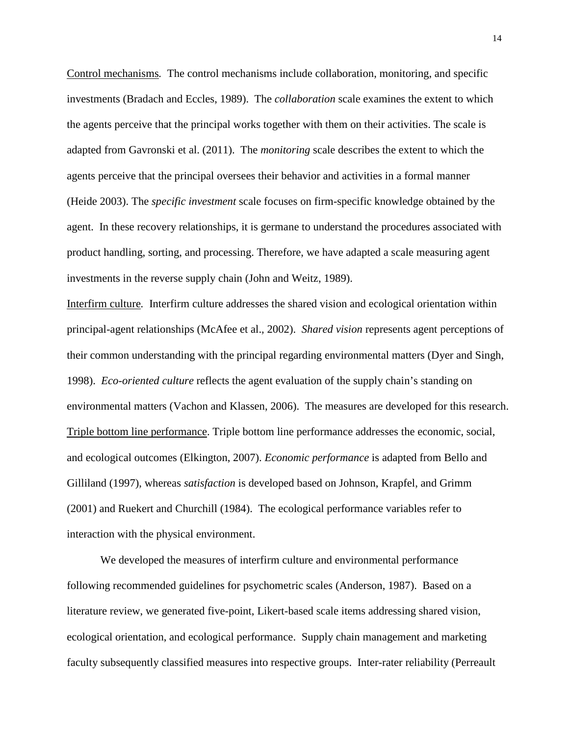Control mechanisms*.* The control mechanisms include collaboration, monitoring, and specific investments (Bradach and Eccles, 1989). The *collaboration* scale examines the extent to which the agents perceive that the principal works together with them on their activities. The scale is adapted from Gavronski et al. (2011). The *monitoring* scale describes the extent to which the agents perceive that the principal oversees their behavior and activities in a formal manner (Heide 2003). The *specific investment* scale focuses on firm-specific knowledge obtained by the agent. In these recovery relationships, it is germane to understand the procedures associated with product handling, sorting, and processing. Therefore, we have adapted a scale measuring agent investments in the reverse supply chain (John and Weitz, 1989).

Interfirm culture*.* Interfirm culture addresses the shared vision and ecological orientation within principal-agent relationships (McAfee et al., 2002). *Shared vision* represents agent perceptions of their common understanding with the principal regarding environmental matters (Dyer and Singh, 1998). *Eco-oriented culture* reflects the agent evaluation of the supply chain's standing on environmental matters (Vachon and Klassen, 2006). The measures are developed for this research.

Triple bottom line performance. Triple bottom line performance addresses the economic, social, and ecological outcomes (Elkington, 2007). *Economic performance* is adapted from Bello and Gilliland (1997), whereas *satisfaction* is developed based on Johnson, Krapfel, and Grimm (2001) and Ruekert and Churchill (1984). The ecological performance variables refer to interaction with the physical environment.

We developed the measures of interfirm culture and environmental performance following recommended guidelines for psychometric scales (Anderson, 1987). Based on a literature review, we generated five-point, Likert-based scale items addressing shared vision, ecological orientation, and ecological performance. Supply chain management and marketing faculty subsequently classified measures into respective groups. Inter-rater reliability (Perreault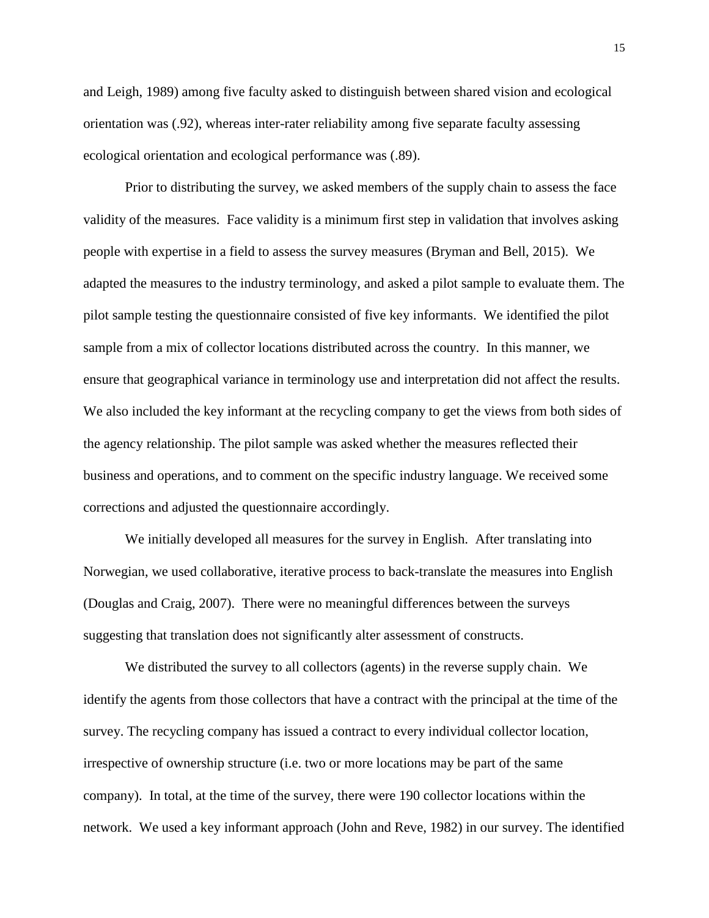and Leigh, 1989) among five faculty asked to distinguish between shared vision and ecological orientation was (.92), whereas inter-rater reliability among five separate faculty assessing ecological orientation and ecological performance was (.89).

Prior to distributing the survey, we asked members of the supply chain to assess the face validity of the measures. Face validity is a minimum first step in validation that involves asking people with expertise in a field to assess the survey measures (Bryman and Bell, 2015). We adapted the measures to the industry terminology, and asked a pilot sample to evaluate them. The pilot sample testing the questionnaire consisted of five key informants. We identified the pilot sample from a mix of collector locations distributed across the country. In this manner, we ensure that geographical variance in terminology use and interpretation did not affect the results. We also included the key informant at the recycling company to get the views from both sides of the agency relationship. The pilot sample was asked whether the measures reflected their business and operations, and to comment on the specific industry language. We received some corrections and adjusted the questionnaire accordingly.

We initially developed all measures for the survey in English. After translating into Norwegian, we used collaborative, iterative process to back-translate the measures into English (Douglas and Craig, 2007). There were no meaningful differences between the surveys suggesting that translation does not significantly alter assessment of constructs.

We distributed the survey to all collectors (agents) in the reverse supply chain. We identify the agents from those collectors that have a contract with the principal at the time of the survey. The recycling company has issued a contract to every individual collector location, irrespective of ownership structure (i.e. two or more locations may be part of the same company). In total, at the time of the survey, there were 190 collector locations within the network. We used a key informant approach (John and Reve, 1982) in our survey. The identified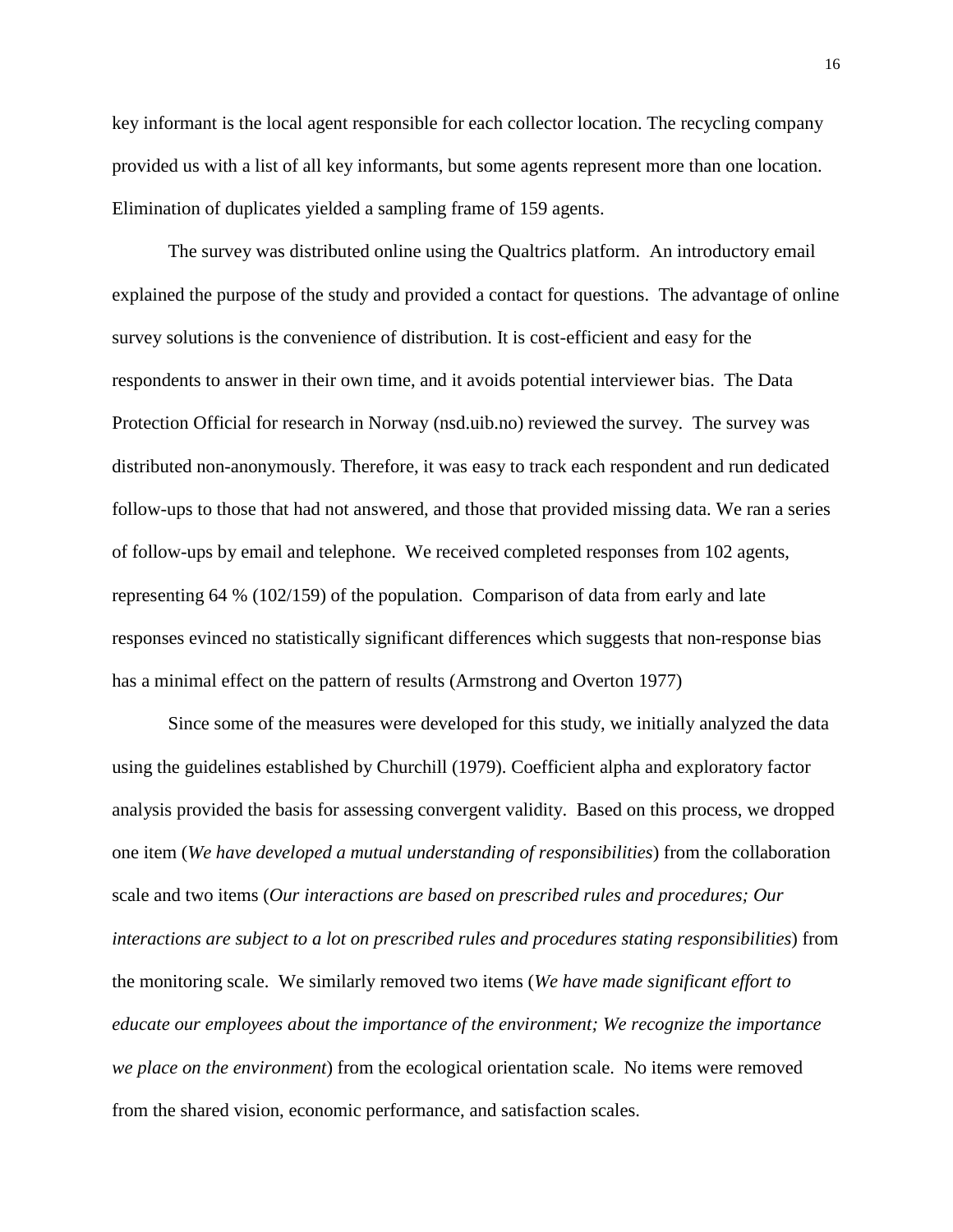key informant is the local agent responsible for each collector location. The recycling company provided us with a list of all key informants, but some agents represent more than one location. Elimination of duplicates yielded a sampling frame of 159 agents.

The survey was distributed online using the Qualtrics platform. An introductory email explained the purpose of the study and provided a contact for questions. The advantage of online survey solutions is the convenience of distribution. It is cost-efficient and easy for the respondents to answer in their own time, and it avoids potential interviewer bias. The Data Protection Official for research in Norway (nsd.uib.no) reviewed the survey. The survey was distributed non-anonymously. Therefore, it was easy to track each respondent and run dedicated follow-ups to those that had not answered, and those that provided missing data. We ran a series of follow-ups by email and telephone. We received completed responses from 102 agents, representing 64 % (102/159) of the population. Comparison of data from early and late responses evinced no statistically significant differences which suggests that non-response bias has a minimal effect on the pattern of results (Armstrong and Overton 1977)

Since some of the measures were developed for this study, we initially analyzed the data using the guidelines established by Churchill (1979). Coefficient alpha and exploratory factor analysis provided the basis for assessing convergent validity. Based on this process, we dropped one item (*We have developed a mutual understanding of responsibilities*) from the collaboration scale and two items (*Our interactions are based on prescribed rules and procedures; Our interactions are subject to a lot on prescribed rules and procedures stating responsibilities*) from the monitoring scale. We similarly removed two items (*We have made significant effort to educate our employees about the importance of the environment; We recognize the importance we place on the environment*) from the ecological orientation scale. No items were removed from the shared vision, economic performance, and satisfaction scales.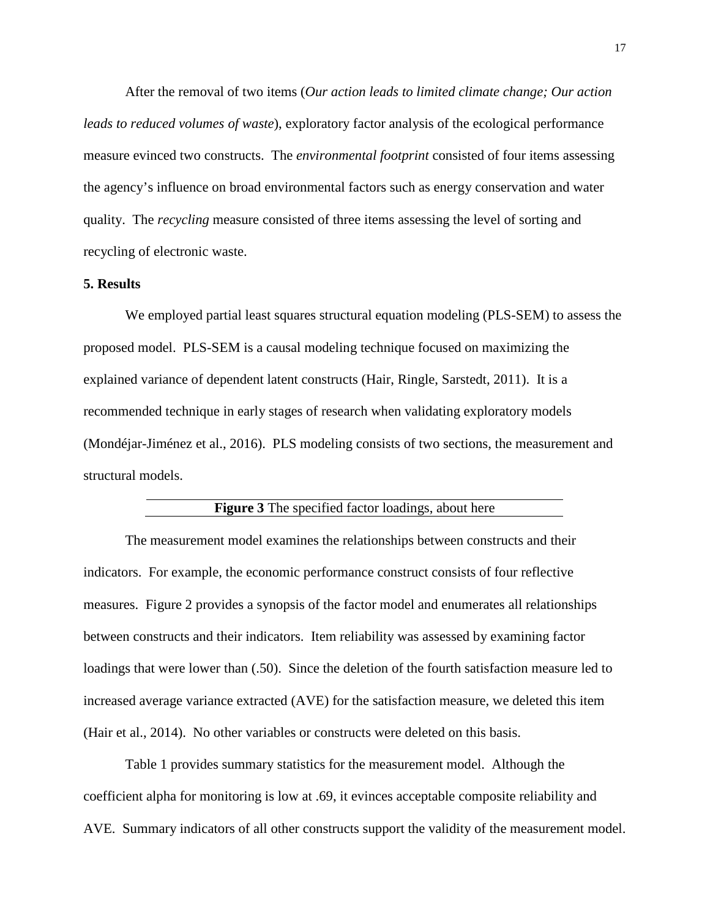After the removal of two items (*Our action leads to limited climate change; Our action leads to reduced volumes of waste*), exploratory factor analysis of the ecological performance measure evinced two constructs. The *environmental footprint* consisted of four items assessing the agency's influence on broad environmental factors such as energy conservation and water quality. The *recycling* measure consisted of three items assessing the level of sorting and recycling of electronic waste.

## 5. Results

We employed partial least squares structural equation modeling (PLS-SEM) to assess the proposed model. PLS-SEM is a causal modeling technique focused on maximizing the explained variance of dependent latent constructs (Hair, Ringle, Sarstedt, 2011). It is a recommended technique in early stages of research when validating exploratory models (Mondéjar-Jiménez et al., 2016). PLS modeling consists of two sections, the measurement and structural models.

**Figure 3** The specified factor loadings, about here

The measurement model examines the relationships between constructs and their indicators. For example, the economic performance construct consists of four reflective measures. Figure 2 provides a synopsis of the factor model and enumerates all relationships between constructs and their indicators. Item reliability was assessed by examining factor loadings that were lower than (.50). Since the deletion of the fourth satisfaction measure led to increased average variance extracted (AVE) for the satisfaction measure, we deleted this item (Hair et al., 2014). No other variables or constructs were deleted on this basis.

Table 1 provides summary statistics for the measurement model. Although the coefficient alpha for monitoring is low at .69, it evinces acceptable composite reliability and AVE. Summary indicators of all other constructs support the validity of the measurement model.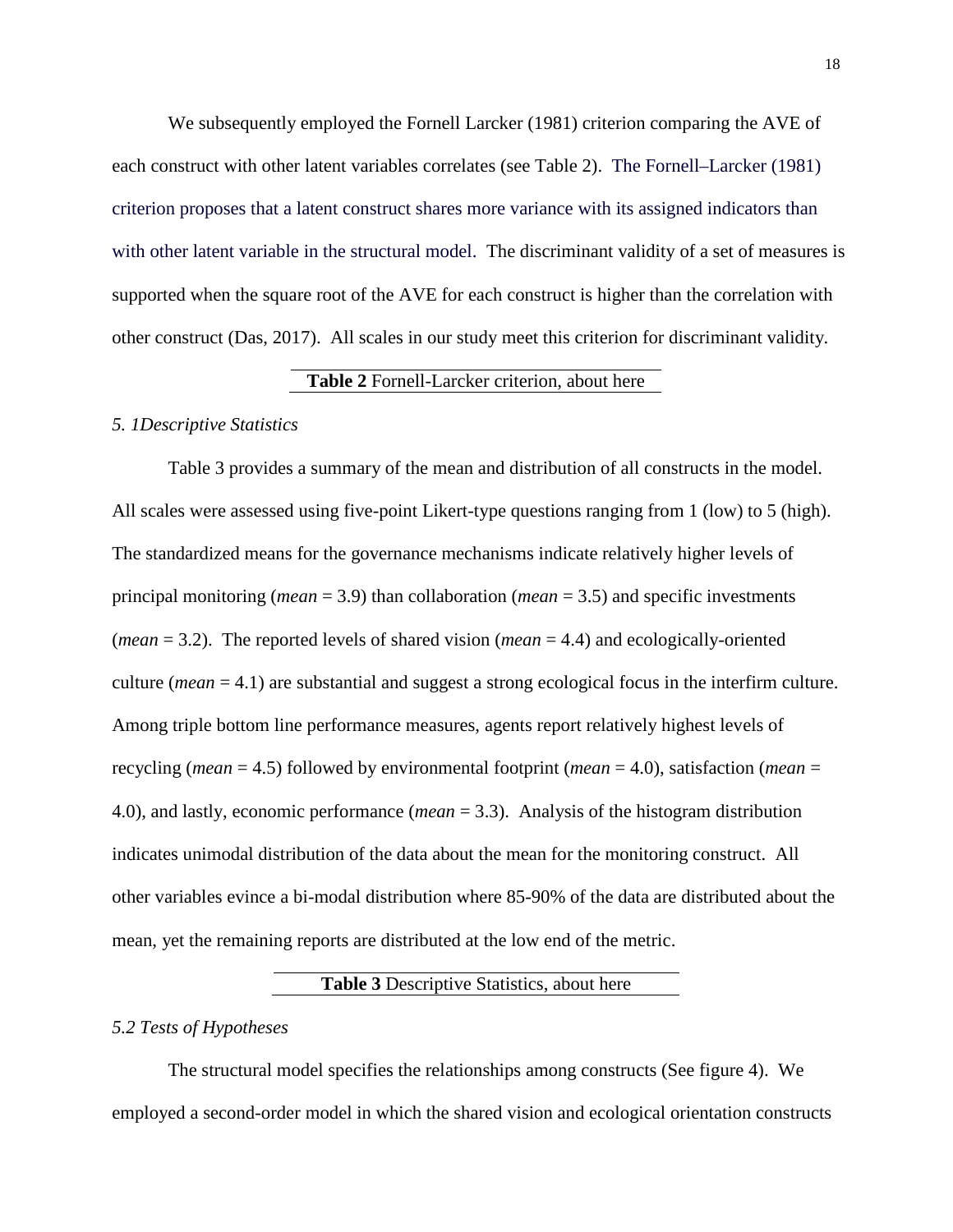We subsequently employed the Fornell Larcker (1981) criterion comparing the AVE of each construct with other latent variables correlates (see Table 2). The Fornell–Larcker (1981) criterion proposes that a latent construct shares more variance with its assigned indicators than with other latent variable in the structural model. The discriminant validity of a set of measures is supported when the square root of the AVE for each construct is higher than the correlation with other construct (Das, 2017). All scales in our study meet this criterion for discriminant validity.

**Table 2** Fornell-Larcker criterion, about here

*5. 1Descriptive Statistics*

Table 3 provides a summary of the mean and distribution of all constructs in the model. All scales were assessed using five-point Likert-type questions ranging from 1 (low) to 5 (high). The standardized means for the governance mechanisms indicate relatively higher levels of principal monitoring (*mean* = 3.9) than collaboration (*mean* = 3.5) and specific investments (*mean* = 3.2). The reported levels of shared vision (*mean* = 4.4) and ecologically-oriented culture (*mean* = 4.1) are substantial and suggest a strong ecological focus in the interfirm culture. Among triple bottom line performance measures, agents report relatively highest levels of recycling (*mean* = 4.5) followed by environmental footprint (*mean* = 4.0), satisfaction (*mean* = 4.0), and lastly, economic performance (*mean* = 3.3). Analysis of the histogram distribution indicates unimodal distribution of the data about the mean for the monitoring construct. All other variables evince a bi-modal distribution where 85-90% of the data are distributed about the mean, yet the remaining reports are distributed at the low end of the metric.

**Table 3** Descriptive Statistics, about here

*5.2 Tests of Hypotheses*

The structural model specifies the relationships among constructs (See figure 4). We employed a second-order model in which the shared vision and ecological orientation constructs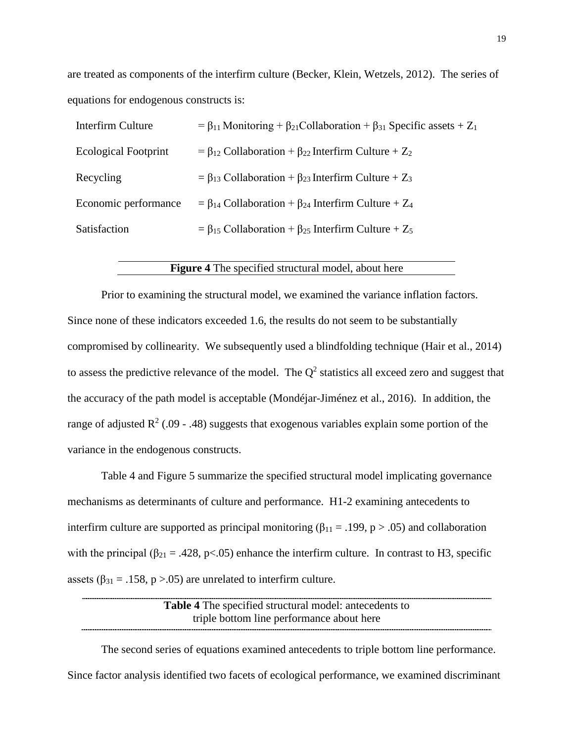are treated as components of the interfirm culture (Becker, Klein, Wetzels, 2012). The series of equations for endogenous constructs is:

| | |
|---|---|
| Interfirm Culture | $= \beta_{11}$ Monitoring $+ \beta_{21}$Collaboration $+ \beta_{31}$ Specific assets $+ Z_1$ |
| Ecological Footprint | $= \beta_{12}$ Collaboration $+ \beta_{22}$ Interfirm Culture $+ Z_2$ |
| Recycling | $= \beta_{13}$ Collaboration $+ \beta_{23}$ Interfirm Culture $+ Z_3$ |
| Economic performance | $= \beta_{14}$ Collaboration $+ \beta_{24}$ Interfirm Culture $+ Z_4$ |
| Satisfaction | $= \beta_{15}$ Collaboration $+ \beta_{25}$ Interfirm Culture $+ Z_5$ |

**Figure 4** The specified structural model, about here

Prior to examining the structural model, we examined the variance inflation factors. Since none of these indicators exceeded 1.6, the results do not seem to be substantially compromised by collinearity. We subsequently used a blindfolding technique (Hair et al., 2014) to assess the predictive relevance of the model. The $Q^2$ statistics all exceed zero and suggest that the accuracy of the path model is acceptable (Mondéjar-Jiménez et al., 2016). In addition, the range of adjusted $R^2$ (.09 - .48) suggests that exogenous variables explain some portion of the variance in the endogenous constructs.

Table 4 and Figure 5 summarize the specified structural model implicating governance mechanisms as determinants of culture and performance. H1-2 examining antecedents to interfirm culture are supported as principal monitoring ($\beta_{11} = .199$, $p > .05$) and collaboration with the principal ($\beta_{21} = .428$, $p<.05$) enhance the interfirm culture. In contrast to H3, specific assets ($\beta_{31} = .158$, $p >.05$) are unrelated to interfirm culture.

**Table 4** The specified structural model: antecedents to triple bottom line performance about here

The second series of equations examined antecedents to triple bottom line performance. Since factor analysis identified two facets of ecological performance, we examined discriminant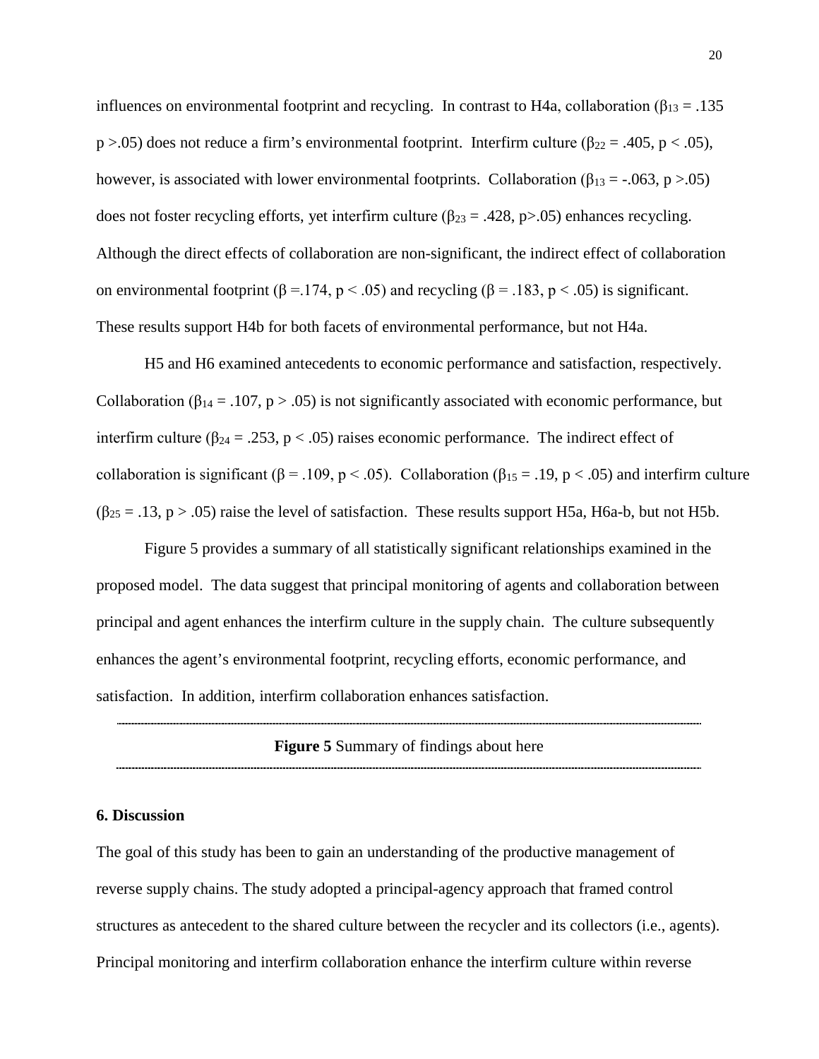influences on environmental footprint and recycling. In contrast to H4a, collaboration ($\beta_{13}$ = .135 p >.05) does not reduce a firm's environmental footprint. Interfirm culture ($\beta_{22}$ = .405, p < .05), however, is associated with lower environmental footprints. Collaboration ($\beta_{13}$ = -.063, p >.05) does not foster recycling efforts, yet interfirm culture ($\beta_{23}$ = .428, p>.05) enhances recycling. Although the direct effects of collaboration are non-significant, the indirect effect of collaboration on environmental footprint (β =.174, p < .05) and recycling (β = .183, p < .05) is significant. These results support H4b for both facets of environmental performance, but not H4a.

H5 and H6 examined antecedents to economic performance and satisfaction, respectively. Collaboration ($\beta_{14}$ = .107, p > .05) is not significantly associated with economic performance, but interfirm culture ($\beta_{24}$ = .253, p < .05) raises economic performance. The indirect effect of collaboration is significant (β = .109, p < .05). Collaboration ($\beta_{15}$ = .19, p < .05) and interfirm culture ($\beta_{25}$ = .13, p > .05) raise the level of satisfaction. These results support H5a, H6a-b, but not H5b.

Figure 5 provides a summary of all statistically significant relationships examined in the proposed model. The data suggest that principal monitoring of agents and collaboration between principal and agent enhances the interfirm culture in the supply chain. The culture subsequently enhances the agent's environmental footprint, recycling efforts, economic performance, and satisfaction. In addition, interfirm collaboration enhances satisfaction.

---

**Figure 5** Summary of findings about here

---

## 6. Discussion

The goal of this study has been to gain an understanding of the productive management of reverse supply chains. The study adopted a principal-agency approach that framed control structures as antecedent to the shared culture between the recycler and its collectors (i.e., agents). Principal monitoring and interfirm collaboration enhance the interfirm culture within reverse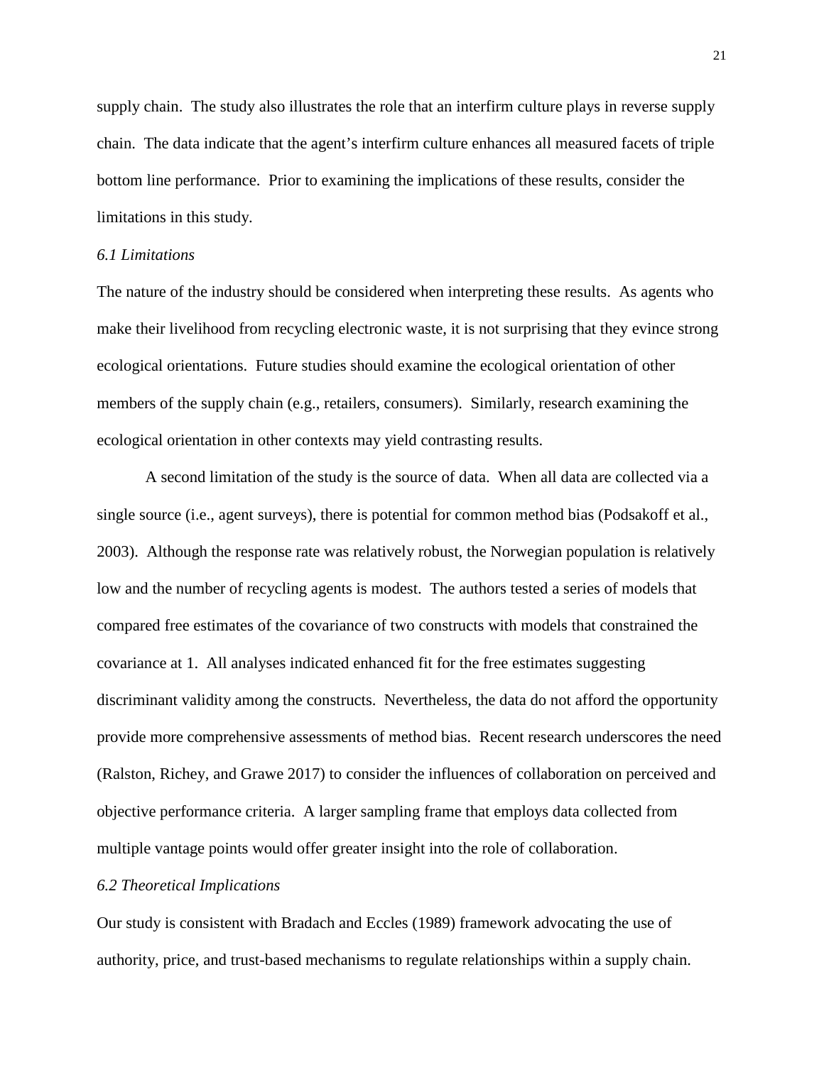supply chain. The study also illustrates the role that an interfirm culture plays in reverse supply chain. The data indicate that the agent's interfirm culture enhances all measured facets of triple bottom line performance. Prior to examining the implications of these results, consider the limitations in this study.

### *6.1 Limitations*

The nature of the industry should be considered when interpreting these results. As agents who make their livelihood from recycling electronic waste, it is not surprising that they evince strong ecological orientations. Future studies should examine the ecological orientation of other members of the supply chain (e.g., retailers, consumers). Similarly, research examining the ecological orientation in other contexts may yield contrasting results.

A second limitation of the study is the source of data. When all data are collected via a single source (i.e., agent surveys), there is potential for common method bias (Podsakoff et al., 2003). Although the response rate was relatively robust, the Norwegian population is relatively low and the number of recycling agents is modest. The authors tested a series of models that compared free estimates of the covariance of two constructs with models that constrained the covariance at 1. All analyses indicated enhanced fit for the free estimates suggesting discriminant validity among the constructs. Nevertheless, the data do not afford the opportunity provide more comprehensive assessments of method bias. Recent research underscores the need (Ralston, Richey, and Grawe 2017) to consider the influences of collaboration on perceived and objective performance criteria. A larger sampling frame that employs data collected from multiple vantage points would offer greater insight into the role of collaboration.

### *6.2 Theoretical Implications*

Our study is consistent with Bradach and Eccles (1989) framework advocating the use of authority, price, and trust-based mechanisms to regulate relationships within a supply chain.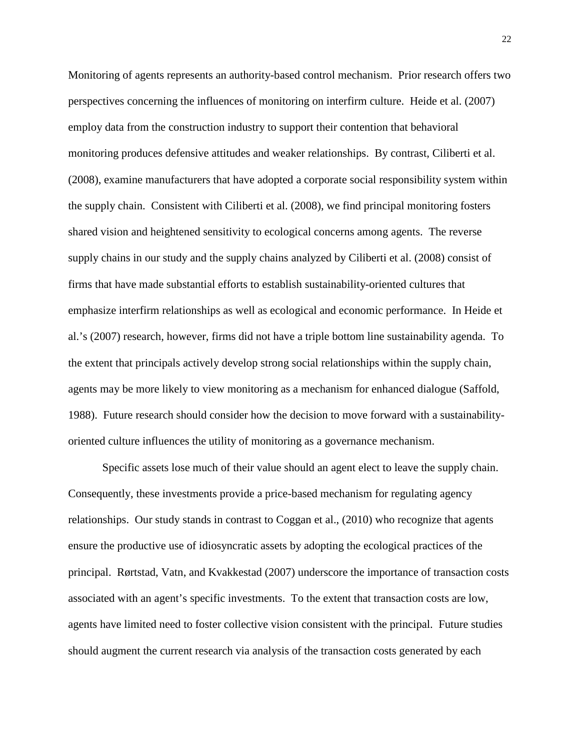Monitoring of agents represents an authority-based control mechanism. Prior research offers two perspectives concerning the influences of monitoring on interfirm culture. Heide et al. (2007) employ data from the construction industry to support their contention that behavioral monitoring produces defensive attitudes and weaker relationships. By contrast, Ciliberti et al. (2008), examine manufacturers that have adopted a corporate social responsibility system within the supply chain. Consistent with Ciliberti et al. (2008), we find principal monitoring fosters shared vision and heightened sensitivity to ecological concerns among agents. The reverse supply chains in our study and the supply chains analyzed by Ciliberti et al. (2008) consist of firms that have made substantial efforts to establish sustainability-oriented cultures that emphasize interfirm relationships as well as ecological and economic performance. In Heide et al.'s (2007) research, however, firms did not have a triple bottom line sustainability agenda. To the extent that principals actively develop strong social relationships within the supply chain, agents may be more likely to view monitoring as a mechanism for enhanced dialogue (Saffold, 1988). Future research should consider how the decision to move forward with a sustainability-oriented culture influences the utility of monitoring as a governance mechanism.

Specific assets lose much of their value should an agent elect to leave the supply chain. Consequently, these investments provide a price-based mechanism for regulating agency relationships. Our study stands in contrast to Coggan et al., (2010) who recognize that agents ensure the productive use of idiosyncratic assets by adopting the ecological practices of the principal. Rørtstad, Vatn, and Kvakkestad (2007) underscore the importance of transaction costs associated with an agent's specific investments. To the extent that transaction costs are low, agents have limited need to foster collective vision consistent with the principal. Future studies should augment the current research via analysis of the transaction costs generated by each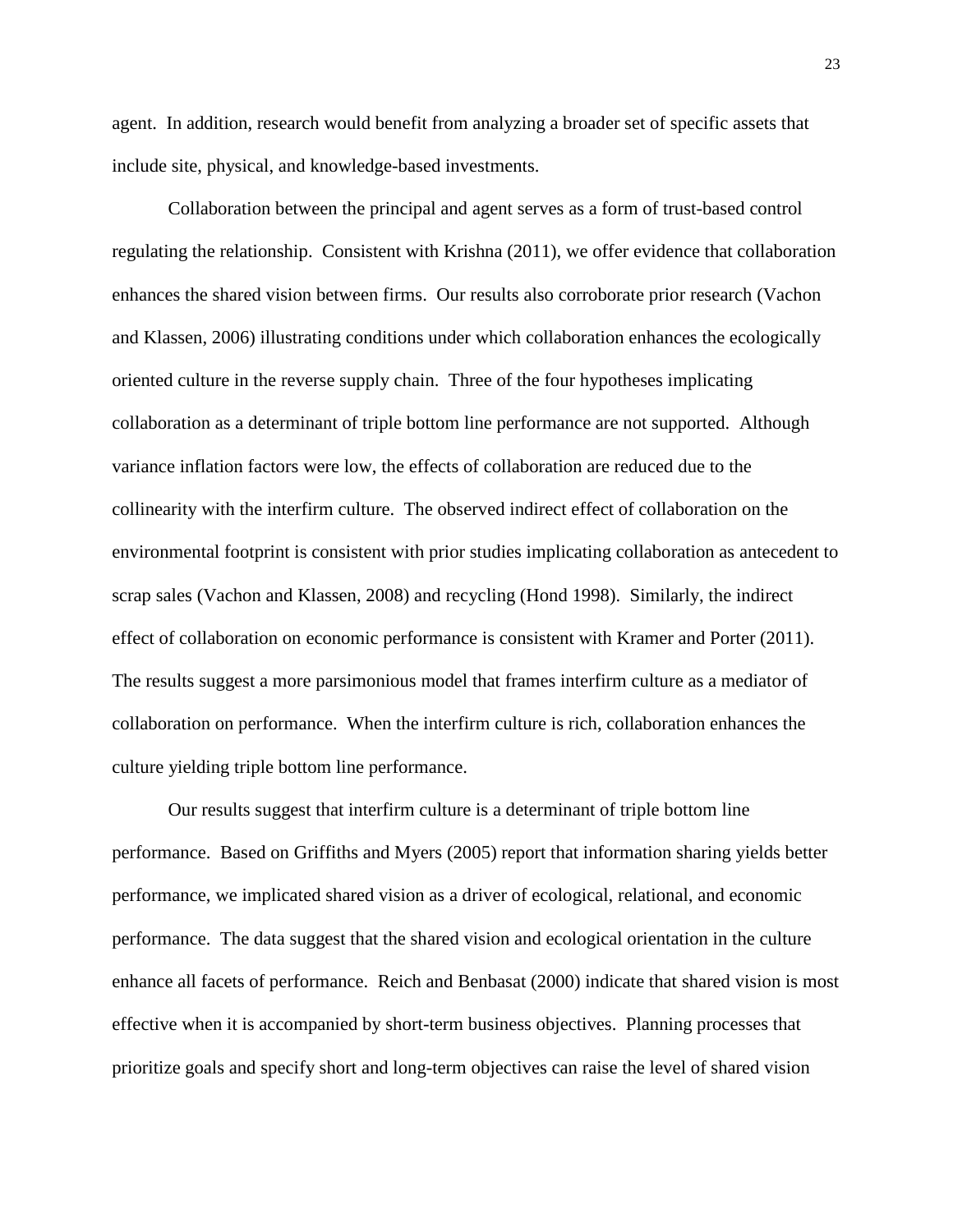agent. In addition, research would benefit from analyzing a broader set of specific assets that include site, physical, and knowledge-based investments.

Collaboration between the principal and agent serves as a form of trust-based control regulating the relationship. Consistent with Krishna (2011), we offer evidence that collaboration enhances the shared vision between firms. Our results also corroborate prior research (Vachon and Klassen, 2006) illustrating conditions under which collaboration enhances the ecologically oriented culture in the reverse supply chain. Three of the four hypotheses implicating collaboration as a determinant of triple bottom line performance are not supported. Although variance inflation factors were low, the effects of collaboration are reduced due to the collinearity with the interfirm culture. The observed indirect effect of collaboration on the environmental footprint is consistent with prior studies implicating collaboration as antecedent to scrap sales (Vachon and Klassen, 2008) and recycling (Hond 1998). Similarly, the indirect effect of collaboration on economic performance is consistent with Kramer and Porter (2011). The results suggest a more parsimonious model that frames interfirm culture as a mediator of collaboration on performance. When the interfirm culture is rich, collaboration enhances the culture yielding triple bottom line performance.

Our results suggest that interfirm culture is a determinant of triple bottom line performance. Based on Griffiths and Myers (2005) report that information sharing yields better performance, we implicated shared vision as a driver of ecological, relational, and economic performance. The data suggest that the shared vision and ecological orientation in the culture enhance all facets of performance. Reich and Benbasat (2000) indicate that shared vision is most effective when it is accompanied by short-term business objectives. Planning processes that prioritize goals and specify short and long-term objectives can raise the level of shared vision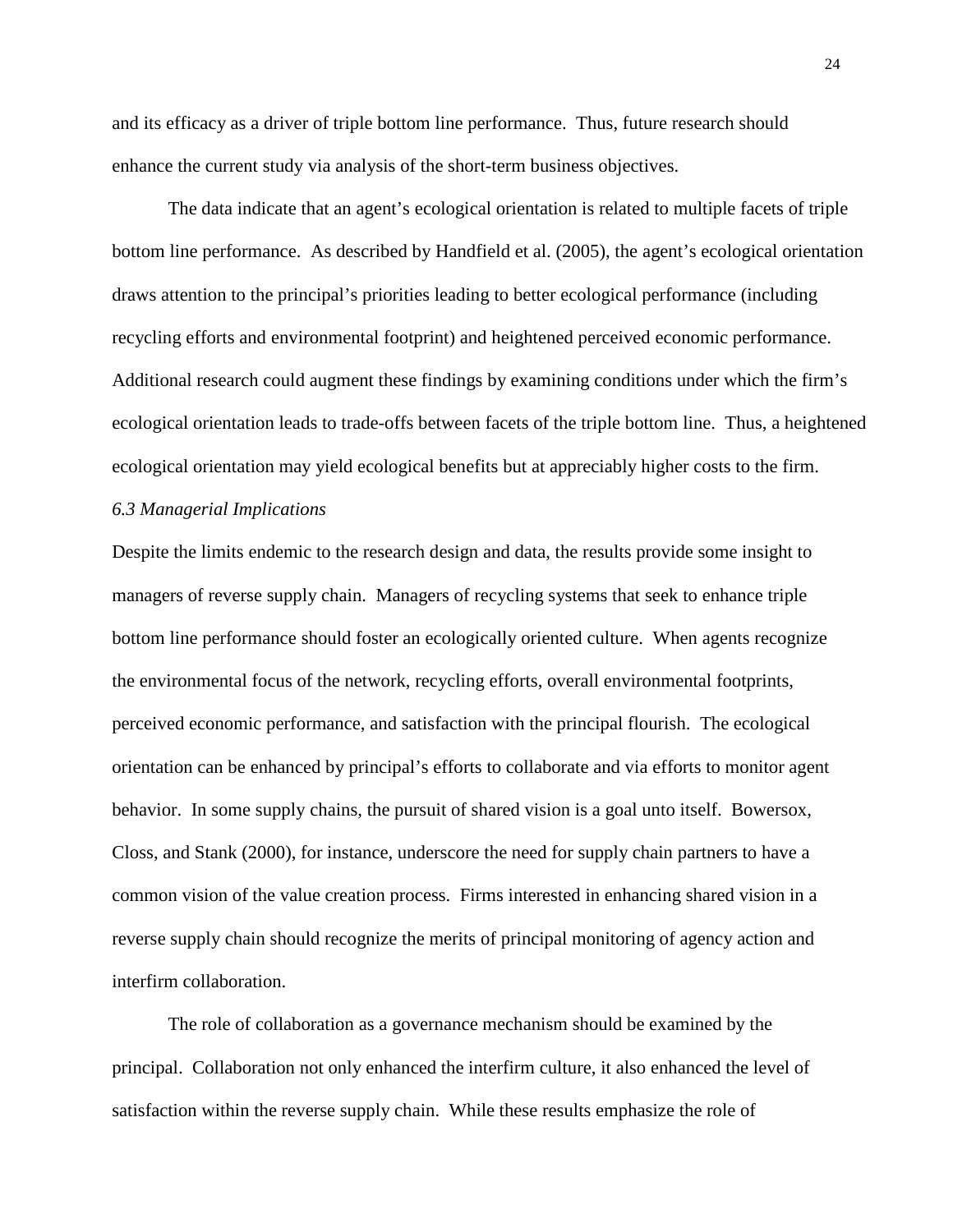and its efficacy as a driver of triple bottom line performance. Thus, future research should enhance the current study via analysis of the short-term business objectives.

The data indicate that an agent's ecological orientation is related to multiple facets of triple bottom line performance. As described by Handfield et al. (2005), the agent's ecological orientation draws attention to the principal's priorities leading to better ecological performance (including recycling efforts and environmental footprint) and heightened perceived economic performance. Additional research could augment these findings by examining conditions under which the firm's ecological orientation leads to trade-offs between facets of the triple bottom line. Thus, a heightened ecological orientation may yield ecological benefits but at appreciably higher costs to the firm.

### *6.3 Managerial Implications*

Despite the limits endemic to the research design and data, the results provide some insight to managers of reverse supply chain. Managers of recycling systems that seek to enhance triple bottom line performance should foster an ecologically oriented culture. When agents recognize the environmental focus of the network, recycling efforts, overall environmental footprints, perceived economic performance, and satisfaction with the principal flourish. The ecological orientation can be enhanced by principal's efforts to collaborate and via efforts to monitor agent behavior. In some supply chains, the pursuit of shared vision is a goal unto itself. Bowersox, Closs, and Stank (2000), for instance, underscore the need for supply chain partners to have a common vision of the value creation process. Firms interested in enhancing shared vision in a reverse supply chain should recognize the merits of principal monitoring of agency action and interfirm collaboration.

The role of collaboration as a governance mechanism should be examined by the principal. Collaboration not only enhanced the interfirm culture, it also enhanced the level of satisfaction within the reverse supply chain. While these results emphasize the role of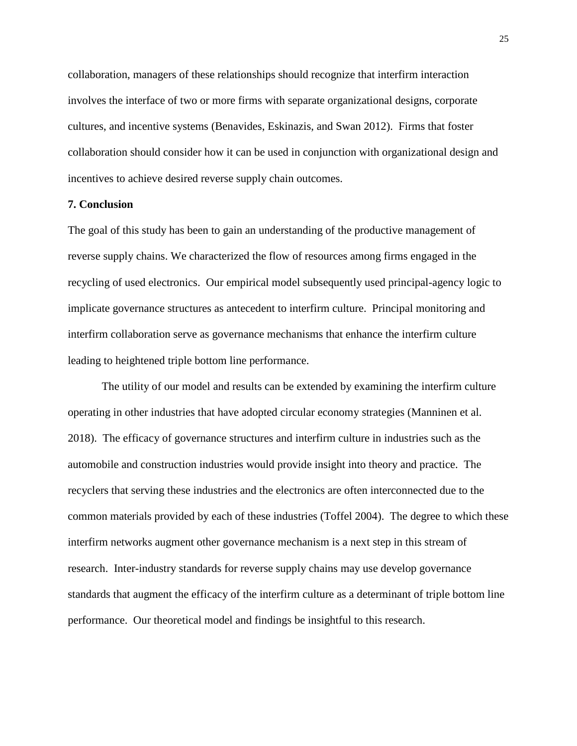collaboration, managers of these relationships should recognize that interfirm interaction involves the interface of two or more firms with separate organizational designs, corporate cultures, and incentive systems (Benavides, Eskinazis, and Swan 2012). Firms that foster collaboration should consider how it can be used in conjunction with organizational design and incentives to achieve desired reverse supply chain outcomes.

## 7. Conclusion

The goal of this study has been to gain an understanding of the productive management of reverse supply chains. We characterized the flow of resources among firms engaged in the recycling of used electronics. Our empirical model subsequently used principal-agency logic to implicate governance structures as antecedent to interfirm culture. Principal monitoring and interfirm collaboration serve as governance mechanisms that enhance the interfirm culture leading to heightened triple bottom line performance.

The utility of our model and results can be extended by examining the interfirm culture operating in other industries that have adopted circular economy strategies (Manninen et al. 2018). The efficacy of governance structures and interfirm culture in industries such as the automobile and construction industries would provide insight into theory and practice. The recyclers that serving these industries and the electronics are often interconnected due to the common materials provided by each of these industries (Toffel 2004). The degree to which these interfirm networks augment other governance mechanism is a next step in this stream of research. Inter-industry standards for reverse supply chains may use develop governance standards that augment the efficacy of the interfirm culture as a determinant of triple bottom line performance. Our theoretical model and findings be insightful to this research.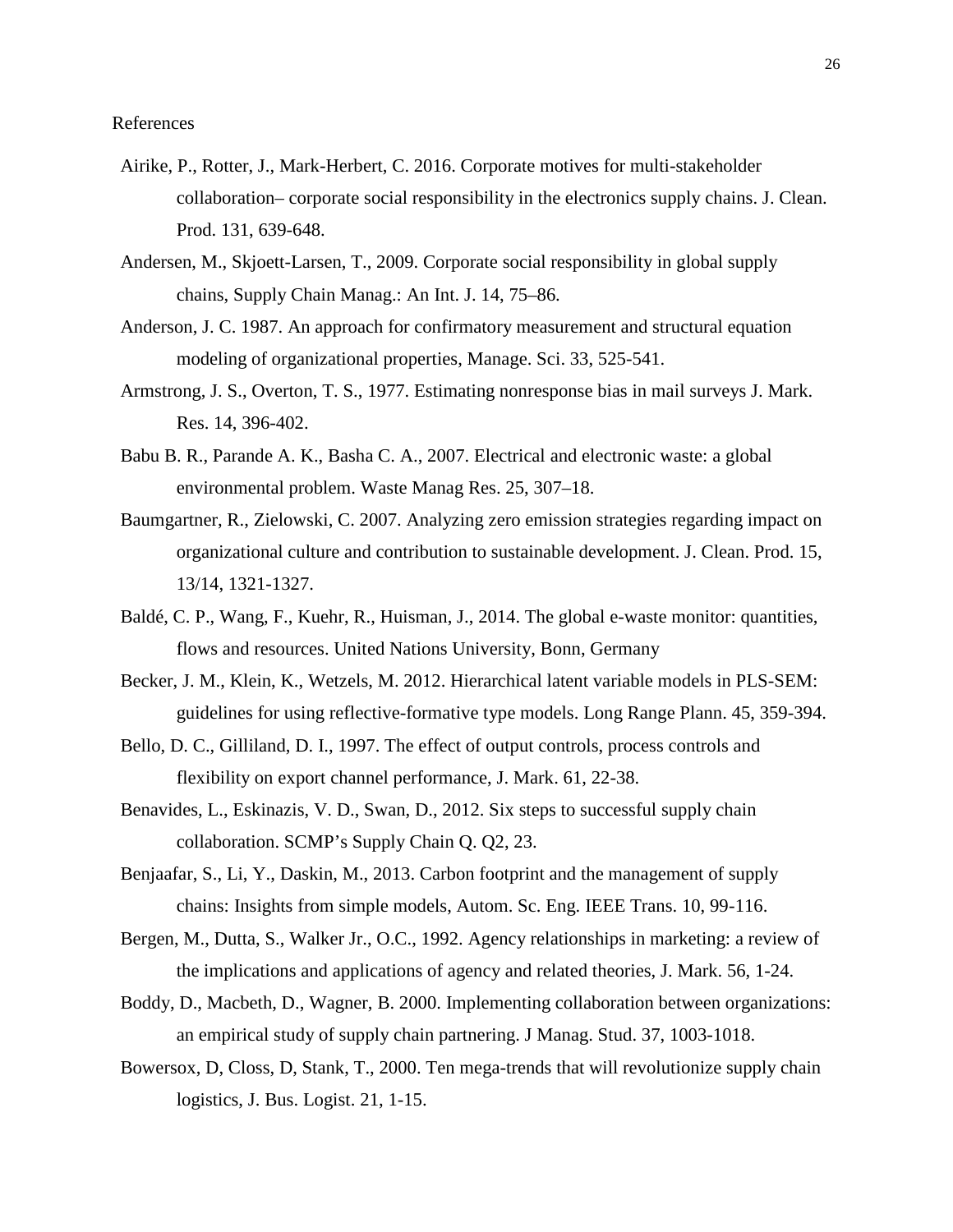References

Airike, P., Rotter, J., Mark-Herbert, C. 2016. Corporate motives for multi-stakeholder collaboration– corporate social responsibility in the electronics supply chains. J. Clean. Prod. 131, 639-648.

Andersen, M., Skjoett-Larsen, T., 2009. Corporate social responsibility in global supply chains, Supply Chain Manag.: An Int. J. 14, 75–86.

Anderson, J. C. 1987. An approach for confirmatory measurement and structural equation modeling of organizational properties, Manage. Sci. 33, 525-541.

Armstrong, J. S., Overton, T. S., 1977. Estimating nonresponse bias in mail surveys J. Mark. Res. 14, 396-402.

Babu B. R., Parande A. K., Basha C. A., 2007. Electrical and electronic waste: a global environmental problem. Waste Manag Res. 25, 307–18.

Baumgartner, R., Zielowski, C. 2007. Analyzing zero emission strategies regarding impact on organizational culture and contribution to sustainable development. J. Clean. Prod. 15, 13/14, 1321-1327.

Baldé, C. P., Wang, F., Kuehr, R., Huisman, J., 2014. The global e-waste monitor: quantities, flows and resources. United Nations University, Bonn, Germany

Becker, J. M., Klein, K., Wetzels, M. 2012. Hierarchical latent variable models in PLS-SEM: guidelines for using reflective-formative type models. Long Range Plann. 45, 359-394.

Bello, D. C., Gilliland, D. I., 1997. The effect of output controls, process controls and flexibility on export channel performance, J. Mark. 61, 22-38.

Benavides, L., Eskinazis, V. D., Swan, D., 2012. Six steps to successful supply chain collaboration. SCMP's Supply Chain Q. Q2, 23.

Benjaafar, S., Li, Y., Daskin, M., 2013. Carbon footprint and the management of supply chains: Insights from simple models, Autom. Sc. Eng. IEEE Trans. 10, 99-116.

Bergen, M., Dutta, S., Walker Jr., O.C., 1992. Agency relationships in marketing: a review of the implications and applications of agency and related theories, J. Mark. 56, 1-24.

Boddy, D., Macbeth, D., Wagner, B. 2000. Implementing collaboration between organizations: an empirical study of supply chain partnering. J Manag. Stud. 37, 1003-1018.

Bowersox, D, Closs, D, Stank, T., 2000. Ten mega-trends that will revolutionize supply chain logistics, J. Bus. Logist. 21, 1-15.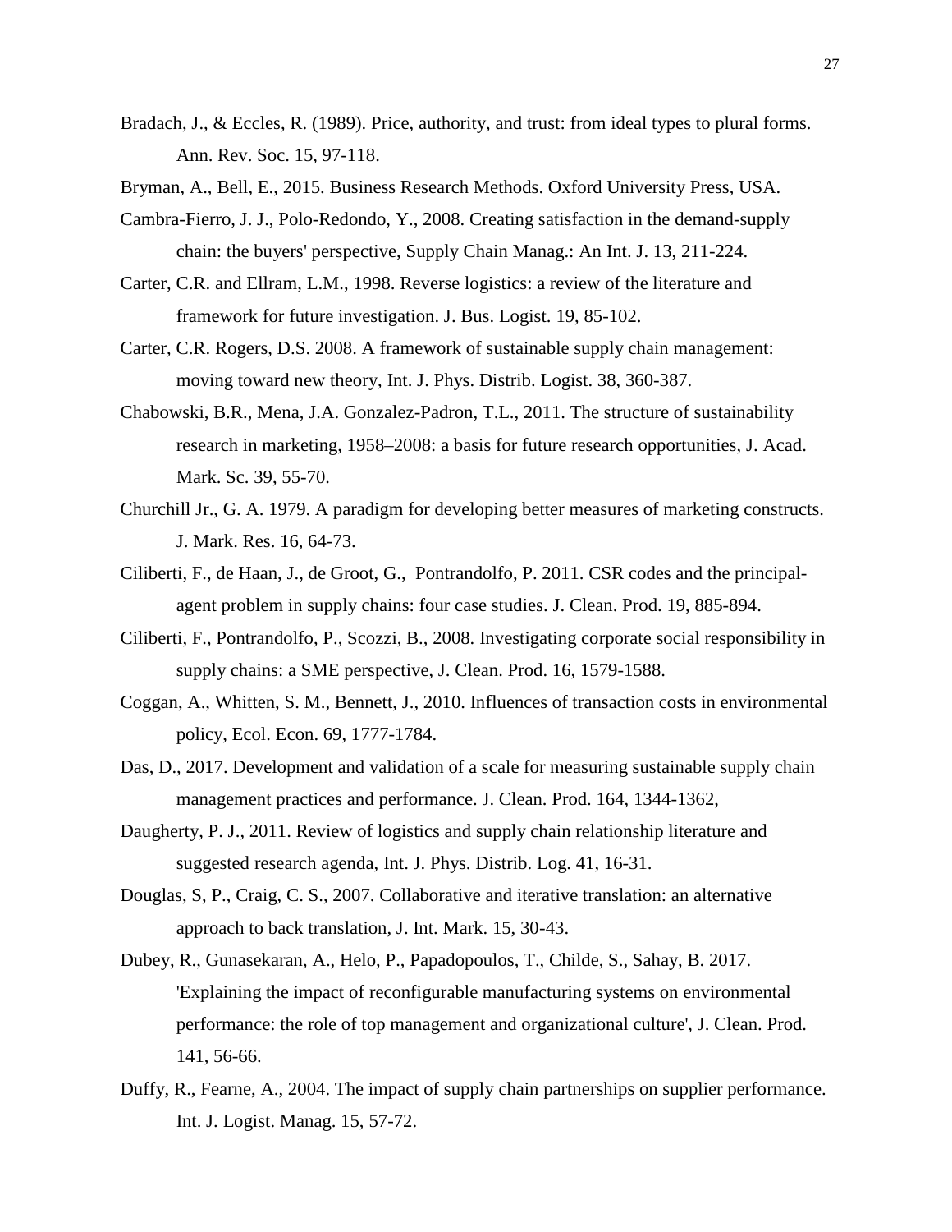Bradach, J., & Eccles, R. (1989). Price, authority, and trust: from ideal types to plural forms. Ann. Rev. Soc. 15, 97-118.

Bryman, A., Bell, E., 2015. Business Research Methods. Oxford University Press, USA.

Cambra-Fierro, J. J., Polo-Redondo, Y., 2008. Creating satisfaction in the demand-supply chain: the buyers' perspective, Supply Chain Manag.: An Int. J. 13, 211-224.

Carter, C.R. and Ellram, L.M., 1998. Reverse logistics: a review of the literature and framework for future investigation. J. Bus. Logist. 19, 85-102.

Carter, C.R. Rogers, D.S. 2008. A framework of sustainable supply chain management: moving toward new theory, Int. J. Phys. Distrib. Logist. 38, 360-387.

Chabowski, B.R., Mena, J.A. Gonzalez-Padron, T.L., 2011. The structure of sustainability research in marketing, 1958–2008: a basis for future research opportunities, J. Acad. Mark. Sc. 39, 55-70.

Churchill Jr., G. A. 1979. A paradigm for developing better measures of marketing constructs. J. Mark. Res. 16, 64-73.

Ciliberti, F., de Haan, J., de Groot, G., Pontrandolfo, P. 2011. CSR codes and the principal-agent problem in supply chains: four case studies. J. Clean. Prod. 19, 885-894.

Ciliberti, F., Pontrandolfo, P., Scozzi, B., 2008. Investigating corporate social responsibility in supply chains: a SME perspective, J. Clean. Prod. 16, 1579-1588.

Coggan, A., Whitten, S. M., Bennett, J., 2010. Influences of transaction costs in environmental policy, Ecol. Econ. 69, 1777-1784.

Das, D., 2017. Development and validation of a scale for measuring sustainable supply chain management practices and performance. J. Clean. Prod. 164, 1344-1362,

Daugherty, P. J., 2011. Review of logistics and supply chain relationship literature and suggested research agenda, Int. J. Phys. Distrib. Log. 41, 16-31.

Douglas, S, P., Craig, C. S., 2007. Collaborative and iterative translation: an alternative approach to back translation, J. Int. Mark. 15, 30-43.

Dubey, R., Gunasekaran, A., Helo, P., Papadopoulos, T., Childe, S., Sahay, B. 2017. 'Explaining the impact of reconfigurable manufacturing systems on environmental performance: the role of top management and organizational culture', J. Clean. Prod. 141, 56-66.

Duffy, R., Fearne, A., 2004. The impact of supply chain partnerships on supplier performance. Int. J. Logist. Manag. 15, 57-72.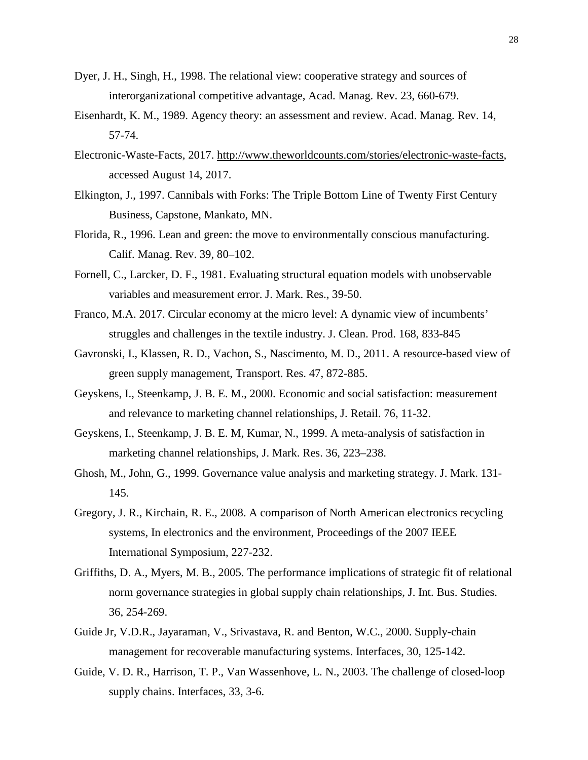Dyer, J. H., Singh, H., 1998. The relational view: cooperative strategy and sources of interorganizational competitive advantage, Acad. Manag. Rev. 23, 660-679.

Eisenhardt, K. M., 1989. Agency theory: an assessment and review. Acad. Manag. Rev. 14, 57-74.

Electronic-Waste-Facts, 2017. http://www.theworldcounts.com/stories/electronic-waste-facts, accessed August 14, 2017.

Elkington, J., 1997. Cannibals with Forks: The Triple Bottom Line of Twenty First Century Business, Capstone, Mankato, MN.

Florida, R., 1996. Lean and green: the move to environmentally conscious manufacturing. Calif. Manag. Rev. 39, 80–102.

Fornell, C., Larcker, D. F., 1981. Evaluating structural equation models with unobservable variables and measurement error. J. Mark. Res., 39-50.

Franco, M.A. 2017. Circular economy at the micro level: A dynamic view of incumbents' struggles and challenges in the textile industry. J. Clean. Prod. 168, 833-845

Gavronski, I., Klassen, R. D., Vachon, S., Nascimento, M. D., 2011. A resource-based view of green supply management, Transport. Res. 47, 872-885.

Geyskens, I., Steenkamp, J. B. E. M., 2000. Economic and social satisfaction: measurement and relevance to marketing channel relationships, J. Retail. 76, 11-32.

Geyskens, I., Steenkamp, J. B. E. M, Kumar, N., 1999. A meta-analysis of satisfaction in marketing channel relationships, J. Mark. Res. 36, 223–238.

Ghosh, M., John, G., 1999. Governance value analysis and marketing strategy. J. Mark. 131-145.

Gregory, J. R., Kirchain, R. E., 2008. A comparison of North American electronics recycling systems, In electronics and the environment, Proceedings of the 2007 IEEE International Symposium, 227-232.

Griffiths, D. A., Myers, M. B., 2005. The performance implications of strategic fit of relational norm governance strategies in global supply chain relationships, J. Int. Bus. Studies. 36, 254-269.

Guide Jr, V.D.R., Jayaraman, V., Srivastava, R. and Benton, W.C., 2000. Supply-chain management for recoverable manufacturing systems. Interfaces, 30, 125-142.

Guide, V. D. R., Harrison, T. P., Van Wassenhove, L. N., 2003. The challenge of closed-loop supply chains. Interfaces, 33, 3-6.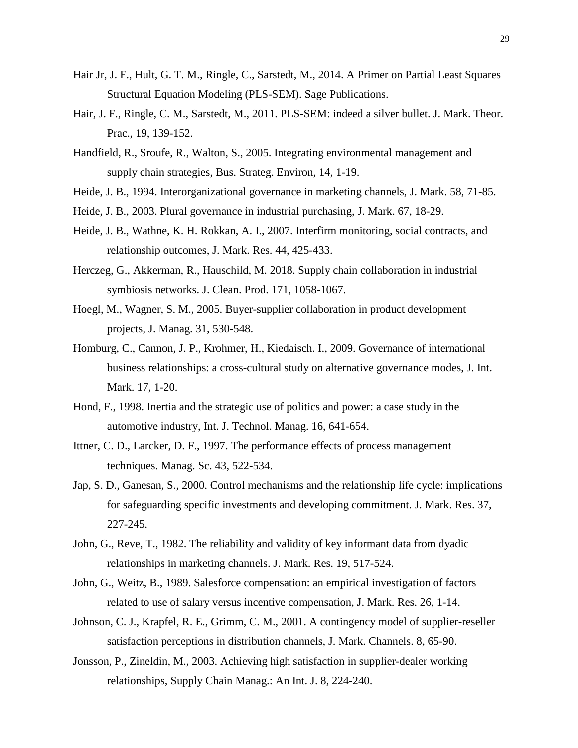Hair Jr, J. F., Hult, G. T. M., Ringle, C., Sarstedt, M., 2014. A Primer on Partial Least Squares Structural Equation Modeling (PLS-SEM). Sage Publications.

Hair, J. F., Ringle, C. M., Sarstedt, M., 2011. PLS-SEM: indeed a silver bullet. J. Mark. Theor. Prac., 19, 139-152.

Handfield, R., Sroufe, R., Walton, S., 2005. Integrating environmental management and supply chain strategies, Bus. Strateg. Environ, 14, 1-19.

Heide, J. B., 1994. Interorganizational governance in marketing channels, J. Mark. 58, 71-85.

Heide, J. B., 2003. Plural governance in industrial purchasing, J. Mark. 67, 18-29.

Heide, J. B., Wathne, K. H. Rokkan, A. I., 2007. Interfirm monitoring, social contracts, and relationship outcomes, J. Mark. Res. 44, 425-433.

Herczeg, G., Akkerman, R., Hauschild, M. 2018. Supply chain collaboration in industrial symbiosis networks. J. Clean. Prod. 171, 1058-1067.

Hoegl, M., Wagner, S. M., 2005. Buyer-supplier collaboration in product development projects, J. Manag. 31, 530-548.

Homburg, C., Cannon, J. P., Krohmer, H., Kiedaisch. I., 2009. Governance of international business relationships: a cross-cultural study on alternative governance modes, J. Int. Mark. 17, 1-20.

Hond, F., 1998. Inertia and the strategic use of politics and power: a case study in the automotive industry, Int. J. Technol. Manag. 16, 641-654.

Ittner, C. D., Larcker, D. F., 1997. The performance effects of process management techniques. Manag. Sc. 43, 522-534.

Jap, S. D., Ganesan, S., 2000. Control mechanisms and the relationship life cycle: implications for safeguarding specific investments and developing commitment. J. Mark. Res. 37, 227-245.

John, G., Reve, T., 1982. The reliability and validity of key informant data from dyadic relationships in marketing channels. J. Mark. Res. 19, 517-524.

John, G., Weitz, B., 1989. Salesforce compensation: an empirical investigation of factors related to use of salary versus incentive compensation, J. Mark. Res. 26, 1-14.

Johnson, C. J., Krapfel, R. E., Grimm, C. M., 2001. A contingency model of supplier-reseller satisfaction perceptions in distribution channels, J. Mark. Channels. 8, 65-90.

Jonsson, P., Zineldin, M., 2003. Achieving high satisfaction in supplier-dealer working relationships, Supply Chain Manag.: An Int. J. 8, 224-240.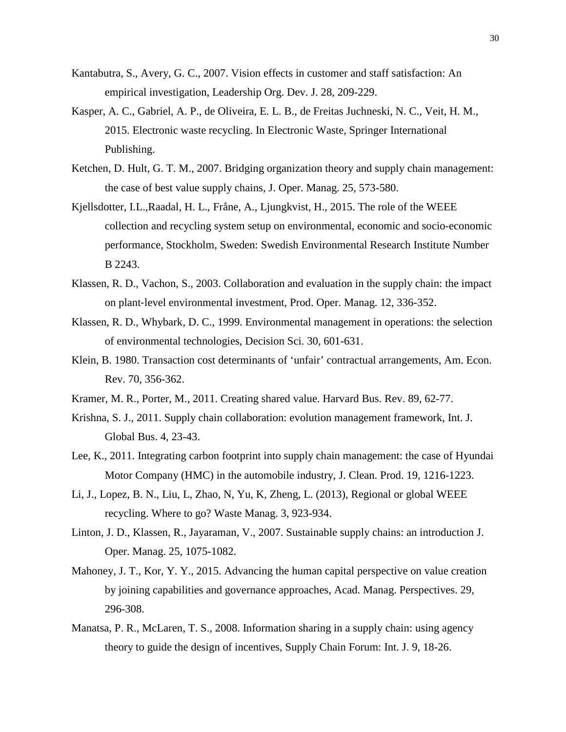Kantabutra, S., Avery, G. C., 2007. Vision effects in customer and staff satisfaction: An empirical investigation, Leadership Org. Dev. J. 28, 209-229.

Kasper, A. C., Gabriel, A. P., de Oliveira, E. L. B., de Freitas Juchneski, N. C., Veit, H. M., 2015. Electronic waste recycling. In Electronic Waste, Springer International Publishing.

Ketchen, D. Hult, G. T. M., 2007. Bridging organization theory and supply chain management: the case of best value supply chains, J. Oper. Manag. 25, 573-580.

Kjellsdotter, I.L.,Raadal, H. L., Fråne, A., Ljungkvist, H., 2015. The role of the WEEE collection and recycling system setup on environmental, economic and socio-economic performance, Stockholm, Sweden: Swedish Environmental Research Institute Number B 2243.

Klassen, R. D., Vachon, S., 2003. Collaboration and evaluation in the supply chain: the impact on plant-level environmental investment, Prod. Oper. Manag. 12, 336-352.

Klassen, R. D., Whybark, D. C., 1999. Environmental management in operations: the selection of environmental technologies, Decision Sci. 30, 601-631.

Klein, B. 1980. Transaction cost determinants of 'unfair' contractual arrangements, Am. Econ. Rev. 70, 356-362.

Kramer, M. R., Porter, M., 2011. Creating shared value. Harvard Bus. Rev. 89, 62-77.

Krishna, S. J., 2011. Supply chain collaboration: evolution management framework, Int. J. Global Bus. 4, 23-43.

Lee, K., 2011. Integrating carbon footprint into supply chain management: the case of Hyundai Motor Company (HMC) in the automobile industry, J. Clean. Prod. 19, 1216-1223.

Li, J., Lopez, B. N., Liu, L, Zhao, N, Yu, K, Zheng, L. (2013), Regional or global WEEE recycling. Where to go? Waste Manag. 3, 923-934.

Linton, J. D., Klassen, R., Jayaraman, V., 2007. Sustainable supply chains: an introduction J. Oper. Manag. 25, 1075-1082.

Mahoney, J. T., Kor, Y. Y., 2015. Advancing the human capital perspective on value creation by joining capabilities and governance approaches, Acad. Manag. Perspectives. 29, 296-308.

Manatsa, P. R., McLaren, T. S., 2008. Information sharing in a supply chain: using agency theory to guide the design of incentives, Supply Chain Forum: Int. J. 9, 18-26.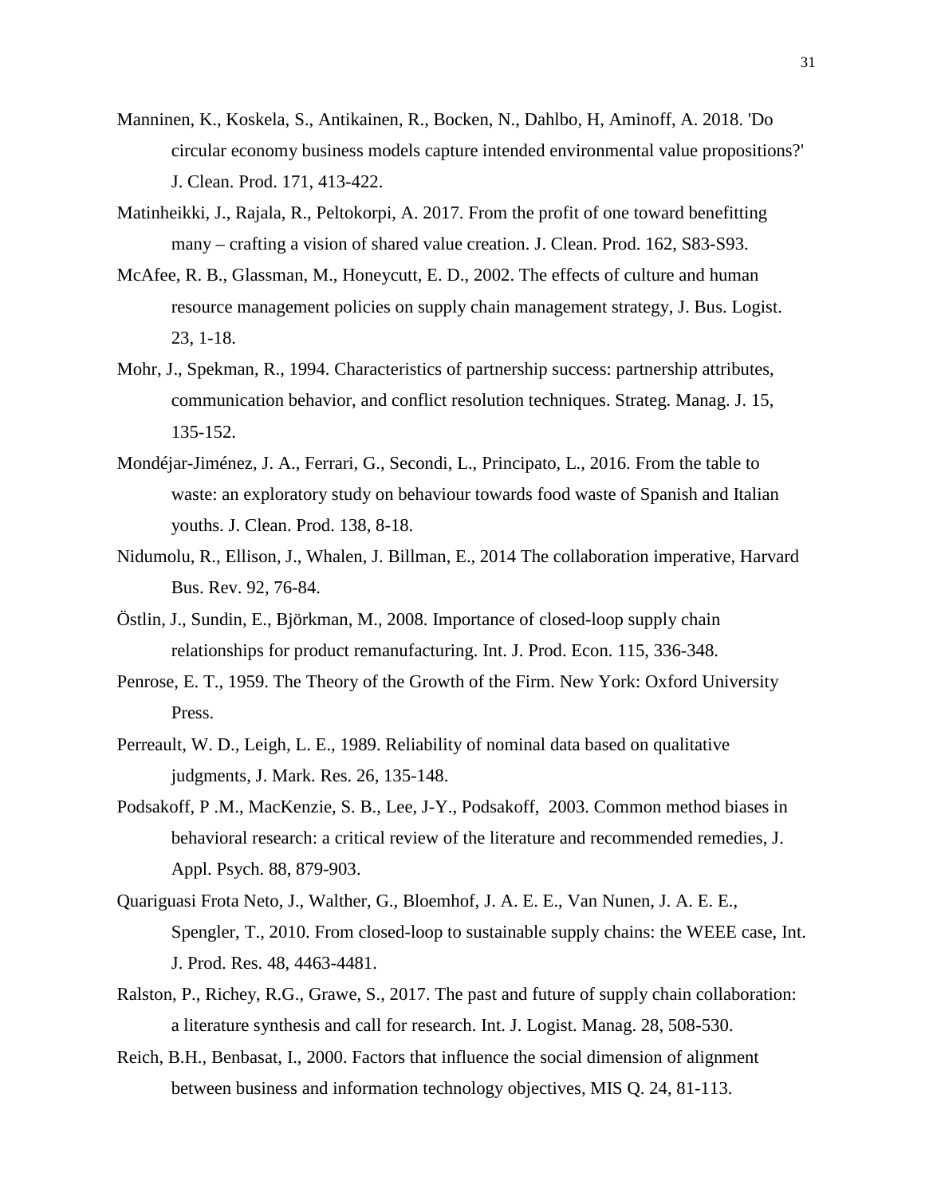Manninen, K., Koskela, S., Antikainen, R., Bocken, N., Dahlbo, H, Aminoff, A. 2018. 'Do circular economy business models capture intended environmental value propositions?' J. Clean. Prod. 171, 413-422.

Matinheikki, J., Rajala, R., Peltokorpi, A. 2017. From the profit of one toward benefitting many – crafting a vision of shared value creation. J. Clean. Prod. 162, S83-S93.

McAfee, R. B., Glassman, M., Honeycutt, E. D., 2002. The effects of culture and human resource management policies on supply chain management strategy, J. Bus. Logist. 23, 1-18.

Mohr, J., Spekman, R., 1994. Characteristics of partnership success: partnership attributes, communication behavior, and conflict resolution techniques. Strateg. Manag. J. 15, 135-152.

Mondéjar-Jiménez, J. A., Ferrari, G., Secondi, L., Principato, L., 2016. From the table to waste: an exploratory study on behaviour towards food waste of Spanish and Italian youths. J. Clean. Prod. 138, 8-18.

Nidumolu, R., Ellison, J., Whalen, J. Billman, E., 2014 The collaboration imperative, Harvard Bus. Rev. 92, 76-84.

Östlin, J., Sundin, E., Björkman, M., 2008. Importance of closed-loop supply chain relationships for product remanufacturing. Int. J. Prod. Econ. 115, 336-348.

Penrose, E. T., 1959. The Theory of the Growth of the Firm. New York: Oxford University Press.

Perreault, W. D., Leigh, L. E., 1989. Reliability of nominal data based on qualitative judgments, J. Mark. Res. 26, 135-148.

Podsakoff, P .M., MacKenzie, S. B., Lee, J-Y., Podsakoff, 2003. Common method biases in behavioral research: a critical review of the literature and recommended remedies, J. Appl. Psych. 88, 879-903.

Quariguasi Frota Neto, J., Walther, G., Bloemhof, J. A. E. E., Van Nunen, J. A. E. E., Spengler, T., 2010. From closed-loop to sustainable supply chains: the WEEE case, Int. J. Prod. Res. 48, 4463-4481.

Ralston, P., Richey, R.G., Grawe, S., 2017. The past and future of supply chain collaboration: a literature synthesis and call for research. Int. J. Logist. Manag. 28, 508-530.

Reich, B.H., Benbasat, I., 2000. Factors that influence the social dimension of alignment between business and information technology objectives, MIS Q. 24, 81-113.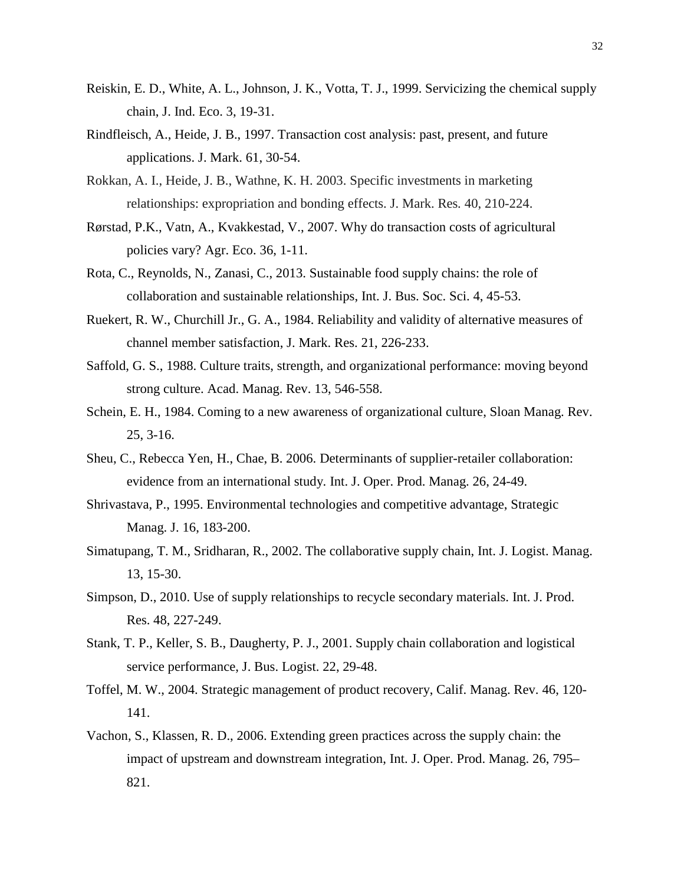Reiskin, E. D., White, A. L., Johnson, J. K., Votta, T. J., 1999. Servicizing the chemical supply chain, J. Ind. Eco. 3, 19-31.

Rindfleisch, A., Heide, J. B., 1997. Transaction cost analysis: past, present, and future applications. J. Mark. 61, 30-54.

Rokkan, A. I., Heide, J. B., Wathne, K. H. 2003. Specific investments in marketing relationships: expropriation and bonding effects. J. Mark. Res. 40, 210-224.

Rørstad, P.K., Vatn, A., Kvakkestad, V., 2007. Why do transaction costs of agricultural policies vary? Agr. Eco. 36, 1-11.

Rota, C., Reynolds, N., Zanasi, C., 2013. Sustainable food supply chains: the role of collaboration and sustainable relationships, Int. J. Bus. Soc. Sci. 4, 45-53.

Ruekert, R. W., Churchill Jr., G. A., 1984. Reliability and validity of alternative measures of channel member satisfaction, J. Mark. Res. 21, 226-233.

Saffold, G. S., 1988. Culture traits, strength, and organizational performance: moving beyond strong culture. Acad. Manag. Rev. 13, 546-558.

Schein, E. H., 1984. Coming to a new awareness of organizational culture, Sloan Manag. Rev. 25, 3-16.

Sheu, C., Rebecca Yen, H., Chae, B. 2006. Determinants of supplier-retailer collaboration: evidence from an international study. Int. J. Oper. Prod. Manag. 26, 24-49.

Shrivastava, P., 1995. Environmental technologies and competitive advantage, Strategic Manag. J. 16, 183-200.

Simatupang, T. M., Sridharan, R., 2002. The collaborative supply chain, Int. J. Logist. Manag. 13, 15-30.

Simpson, D., 2010. Use of supply relationships to recycle secondary materials. Int. J. Prod. Res. 48, 227-249.

Stank, T. P., Keller, S. B., Daugherty, P. J., 2001. Supply chain collaboration and logistical service performance, J. Bus. Logist. 22, 29-48.

Toffel, M. W., 2004. Strategic management of product recovery, Calif. Manag. Rev. 46, 120-141.

Vachon, S., Klassen, R. D., 2006. Extending green practices across the supply chain: the impact of upstream and downstream integration, Int. J. Oper. Prod. Manag. 26, 795–821.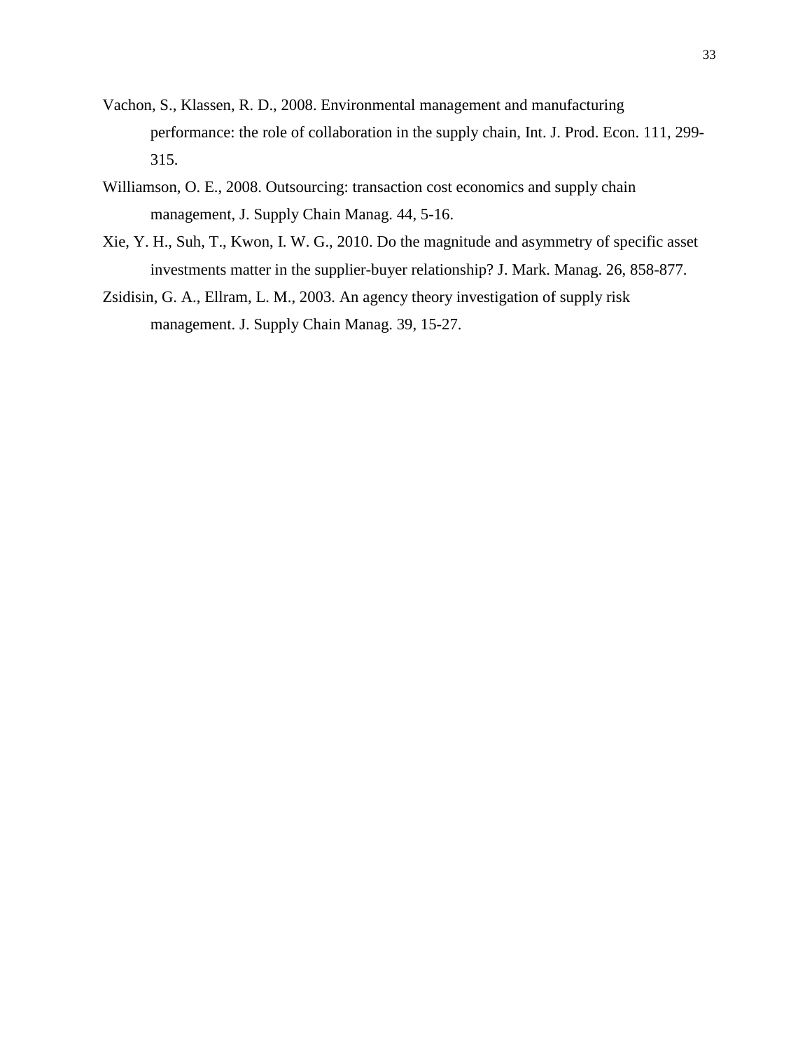Vachon, S., Klassen, R. D., 2008. Environmental management and manufacturing performance: the role of collaboration in the supply chain, Int. J. Prod. Econ. 111, 299-315.

Williamson, O. E., 2008. Outsourcing: transaction cost economics and supply chain management, J. Supply Chain Manag. 44, 5-16.

Xie, Y. H., Suh, T., Kwon, I. W. G., 2010. Do the magnitude and asymmetry of specific asset investments matter in the supplier-buyer relationship? J. Mark. Manag. 26, 858-877.

Zsidisin, G. A., Ellram, L. M., 2003. An agency theory investigation of supply risk management. J. Supply Chain Manag. 39, 15-27.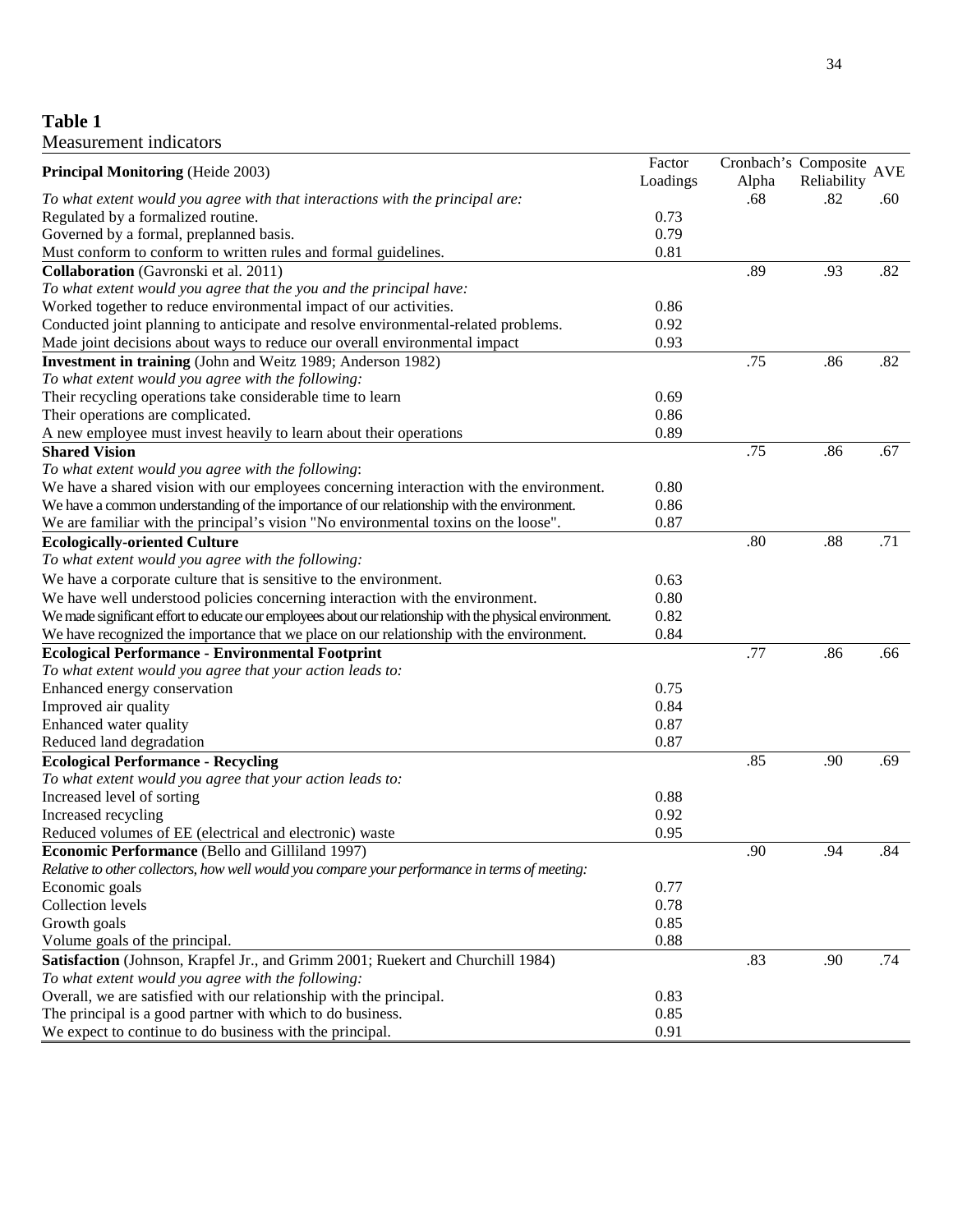**Table 1**
Measurement indicators

| **Principal Monitoring** (Heide 2003) | Factor Loadings | Cronbach's Alpha | Composite Reliability | AVE |
|---|---|---|---|---|
| *To what extent would you agree with that interactions with the principal are:* | | .68 | .82 | .60 |
| Regulated by a formalized routine. | 0.73 | | | |
| Governed by a formal, preplanned basis. | 0.79 | | | |
| Must conform to conform to written rules and formal guidelines. | 0.81 | | | |
| **Collaboration** (Gavronski et al. 2011) | | .89 | .93 | .82 |
| *To what extent would you agree that the you and the principal have:* | | | | |
| Worked together to reduce environmental impact of our activities. | 0.86 | | | |
| Conducted joint planning to anticipate and resolve environmental-related problems. | 0.92 | | | |
| Made joint decisions about ways to reduce our overall environmental impact | 0.93 | | | |
| **Investment in training** (John and Weitz 1989; Anderson 1982) | | .75 | .86 | .82 |
| *To what extent would you agree with the following:* | | | | |
| Their recycling operations take considerable time to learn | 0.69 | | | |
| Their operations are complicated. | 0.86 | | | |
| A new employee must invest heavily to learn about their operations | 0.89 | | | |
| **Shared Vision** | | .75 | .86 | .67 |
| *To what extent would you agree with the following*: | | | | |
| We have a shared vision with our employees concerning interaction with the environment. | 0.80 | | | |
| We have a common understanding of the importance of our relationship with the environment. | 0.86 | | | |
| We are familiar with the principal's vision "No environmental toxins on the loose". | 0.87 | | | |
| **Ecologically-oriented Culture** | | .80 | .88 | .71 |
| *To what extent would you agree with the following:* | | | | |
| We have a corporate culture that is sensitive to the environment. | 0.63 | | | |
| We have well understood policies concerning interaction with the environment. | 0.80 | | | |
| We made significant effort to educate our employees about our relationship with the physical environment. | 0.82 | | | |
| We have recognized the importance that we place on our relationship with the environment. | 0.84 | | | |
| **Ecological Performance - Environmental Footprint** | | .77 | .86 | .66 |
| *To what extent would you agree that your action leads to:* | | | | |
| Enhanced energy conservation | 0.75 | | | |
| Improved air quality | 0.84 | | | |
| Enhanced water quality | 0.87 | | | |
| Reduced land degradation | 0.87 | | | |
| **Ecological Performance - Recycling** | | .85 | .90 | .69 |
| *To what extent would you agree that your action leads to:* | | | | |
| Increased level of sorting | 0.88 | | | |
| Increased recycling | 0.92 | | | |
| Reduced volumes of EE (electrical and electronic) waste | 0.95 | | | |
| **Economic Performance** (Bello and Gilliland 1997) | | .90 | .94 | .84 |
| *Relative to other collectors, how well would you compare your performance in terms of meeting:* | | | | |
| Economic goals | 0.77 | | | |
| Collection levels | 0.78 | | | |
| Growth goals | 0.85 | | | |
| Volume goals of the principal. | 0.88 | | | |
| **Satisfaction** (Johnson, Krapfel Jr., and Grimm 2001; Ruekert and Churchill 1984) | | .83 | .90 | .74 |
| *To what extent would you agree with the following:* | | | | |
| Overall, we are satisfied with our relationship with the principal. | 0.83 | | | |
| The principal is a good partner with which to do business. | 0.85 | | | |
| We expect to continue to do business with the principal. | 0.91 | | | |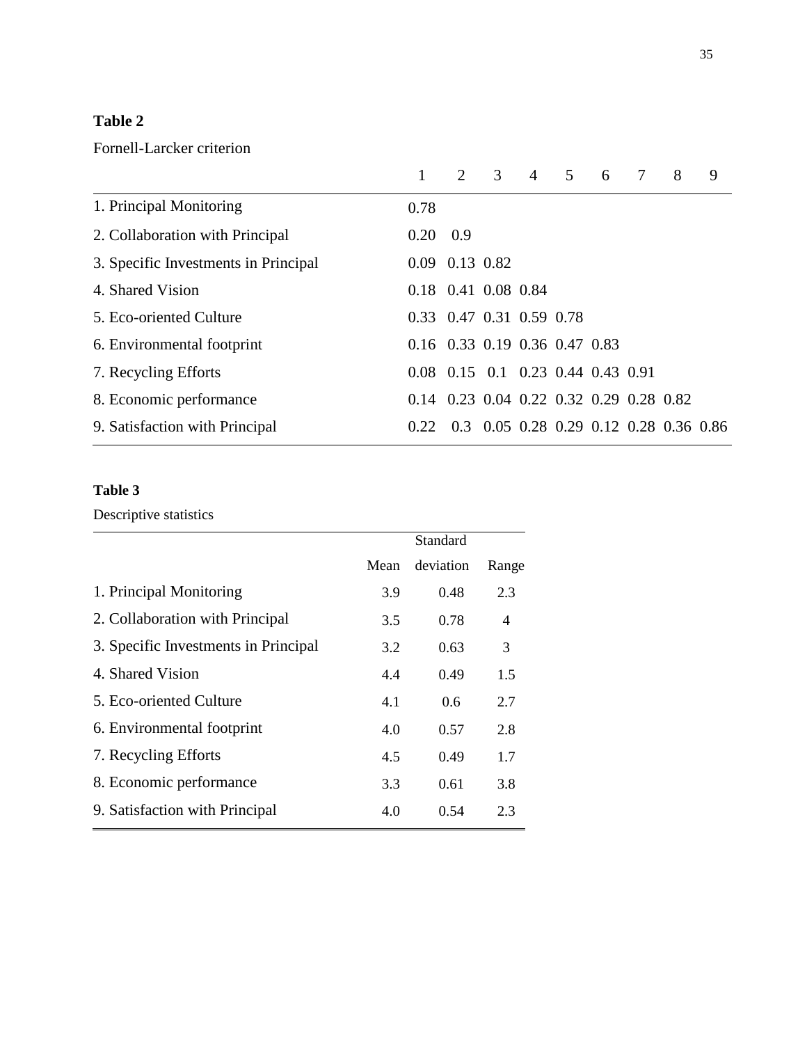**Table 2**

Fornell-Larcker criterion

| | 1 | 2 | 3 | 4 | 5 | 6 | 7 | 8 | 9 |
|---|---|---|---|---|---|---|---|---|---|
| 1. Principal Monitoring | 0.78 | | | | | | | | |
| 2. Collaboration with Principal | 0.20 | 0.9 | | | | | | | |
| 3. Specific Investments in Principal | 0.09 | 0.13 | 0.82 | | | | | | |
| 4. Shared Vision | 0.18 | 0.41 | 0.08 | 0.84 | | | | | |
| 5. Eco-oriented Culture | 0.33 | 0.47 | 0.31 | 0.59 | 0.78 | | | | |
| 6. Environmental footprint | 0.16 | 0.33 | 0.19 | 0.36 | 0.47 | 0.83 | | | |
| 7. Recycling Efforts | 0.08 | 0.15 | 0.1 | 0.23 | 0.44 | 0.43 | 0.91 | | |
| 8. Economic performance | 0.14 | 0.23 | 0.04 | 0.22 | 0.32 | 0.29 | 0.28 | 0.82 | |
| 9. Satisfaction with Principal | 0.22 | 0.3 | 0.05 | 0.28 | 0.29 | 0.12 | 0.28 | 0.36 | 0.86 |

**Table 3**

Descriptive statistics

| | Mean | Standard deviation | Range |
|---|---|---|---|
| 1. Principal Monitoring | 3.9 | 0.48 | 2.3 |
| 2. Collaboration with Principal | 3.5 | 0.78 | 4 |
| 3. Specific Investments in Principal | 3.2 | 0.63 | 3 |
| 4. Shared Vision | 4.4 | 0.49 | 1.5 |
| 5. Eco-oriented Culture | 4.1 | 0.6 | 2.7 |
| 6. Environmental footprint | 4.0 | 0.57 | 2.8 |
| 7. Recycling Efforts | 4.5 | 0.49 | 1.7 |
| 8. Economic performance | 3.3 | 0.61 | 3.8 |
| 9. Satisfaction with Principal | 4.0 | 0.54 | 2.3 |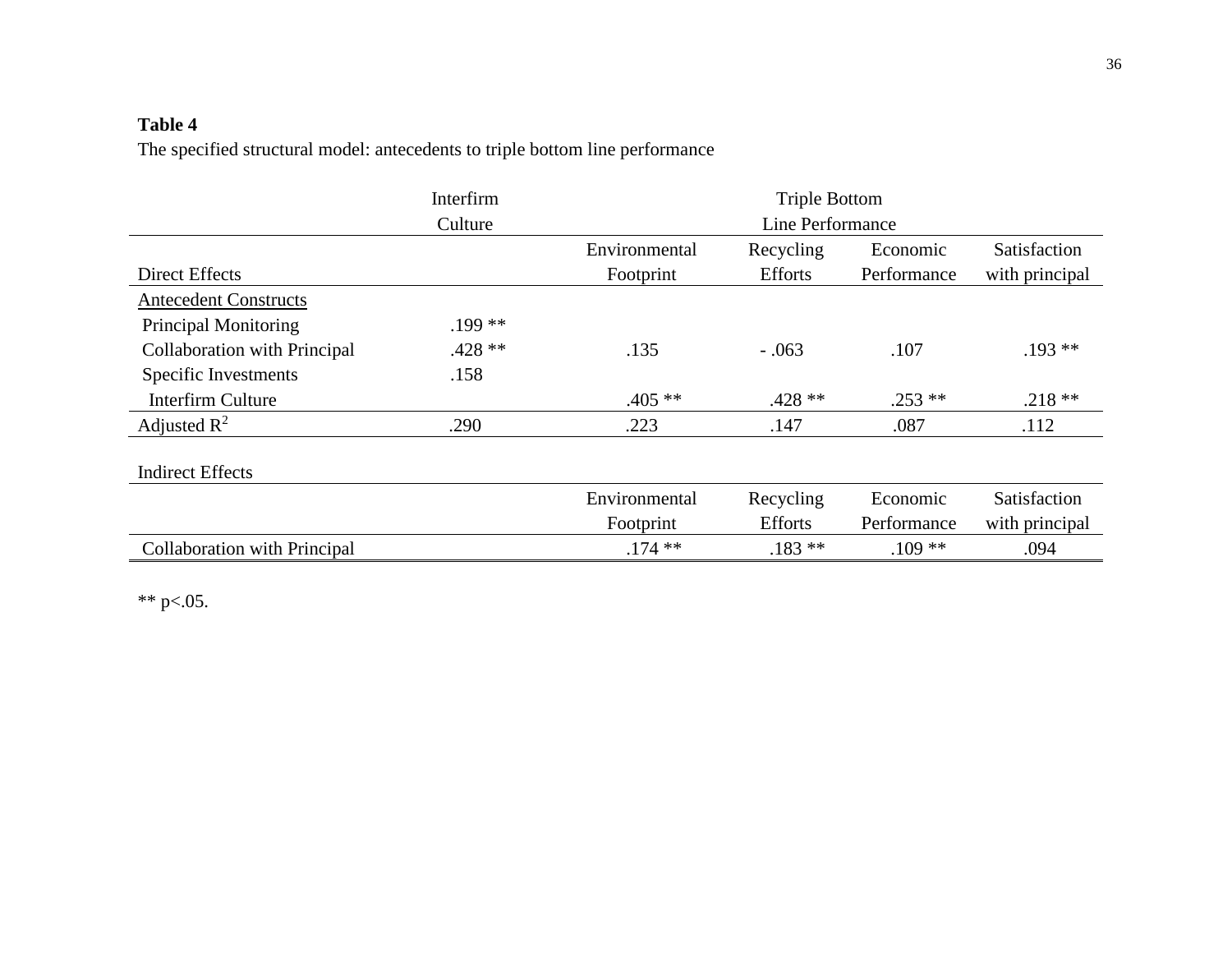**Table 4**

The specified structural model: antecedents to triple bottom line performance

| | Interfirm Culture | Triple Bottom Line Performance | | | |
|---|---|---|---|---|---|
| Direct Effects | | Environmental Footprint | Recycling Efforts | Economic Performance | Satisfaction with principal |
| <u>Antecedent Constructs</u> | | | | | |
| Principal Monitoring | .199 ** | | | | |
| Collaboration with Principal | .428 ** | .135 | - .063 | .107 | .193 ** |
| Specific Investments | .158 | | | | |
| Interfirm Culture | | .405 ** | .428 ** | .253 ** | .218 ** |
| Adjusted $R^2$ | .290 | .223 | .147 | .087 | .112 |

Indirect Effects

| | Environmental Footprint | Recycling Efforts | Economic Performance | Satisfaction with principal |
|---|---|---|---|---|
| Collaboration with Principal | .174 ** | .183 ** | .109 ** | .094 |

** $p<.05$.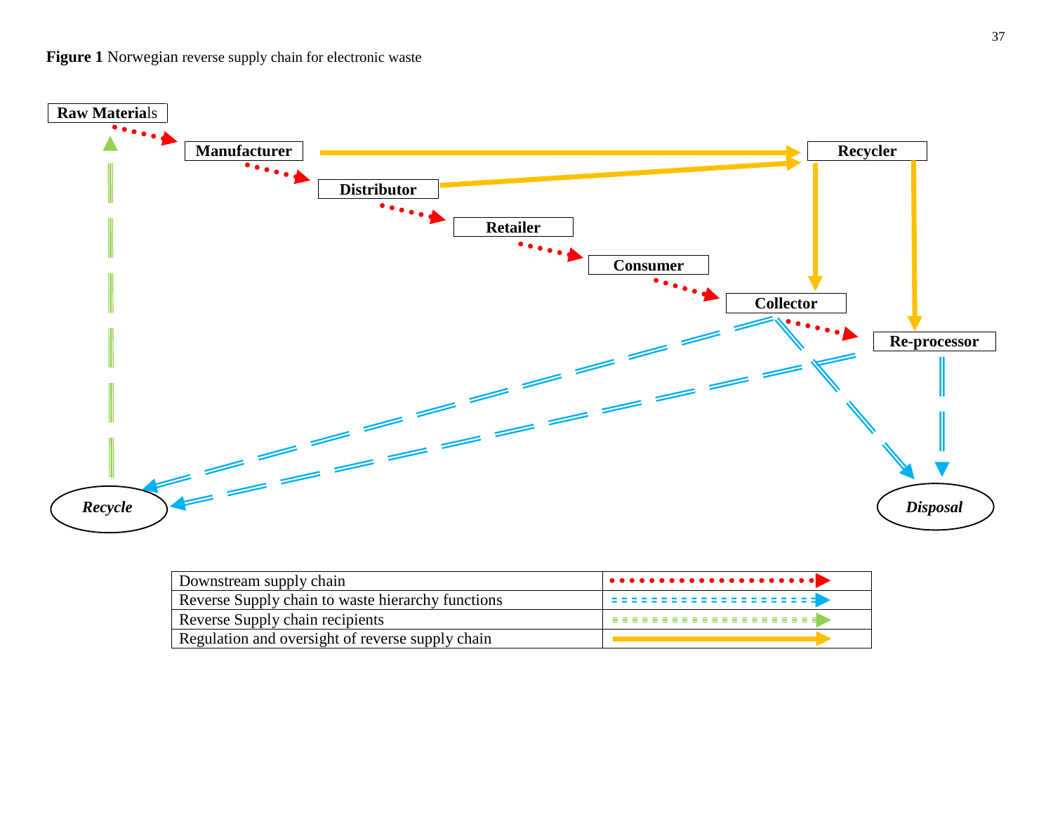**Figure 1** Norwegian reverse supply chain for electronic waste

Raw Materials

Manufacturer

Distributor

Retailer

Consumer

Collector

Recycler

Re-processor

*Recycle*

*Disposal*

| Downstream supply chain | |
|---|---|
| Reverse Supply chain to waste hierarchy functions | |
| Reverse Supply chain recipients | |
| Regulation and oversight of reverse supply chain | |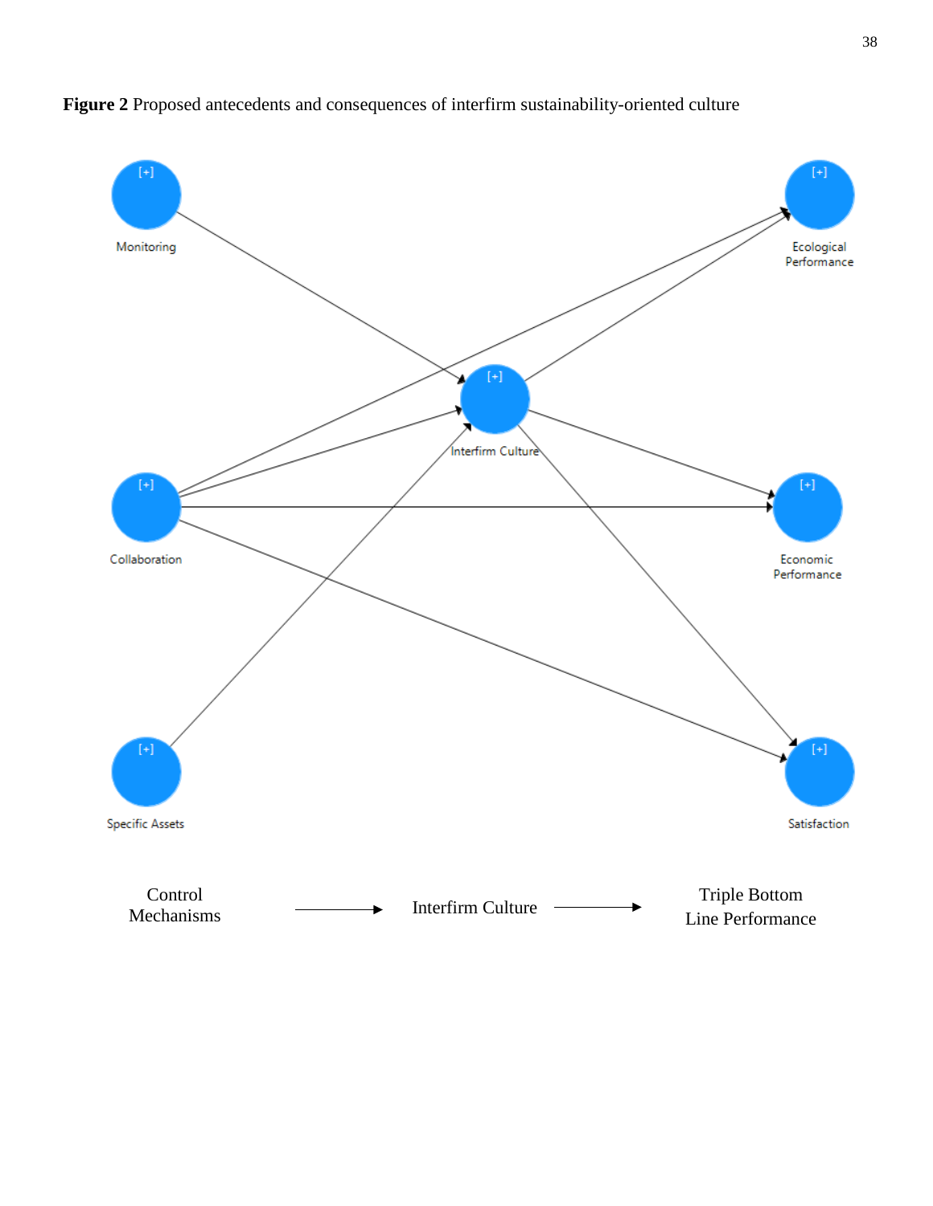**Figure 2** Proposed antecedents and consequences of interfirm sustainability-oriented culture

Control Mechanisms → Interfirm Culture → Triple Bottom Line Performance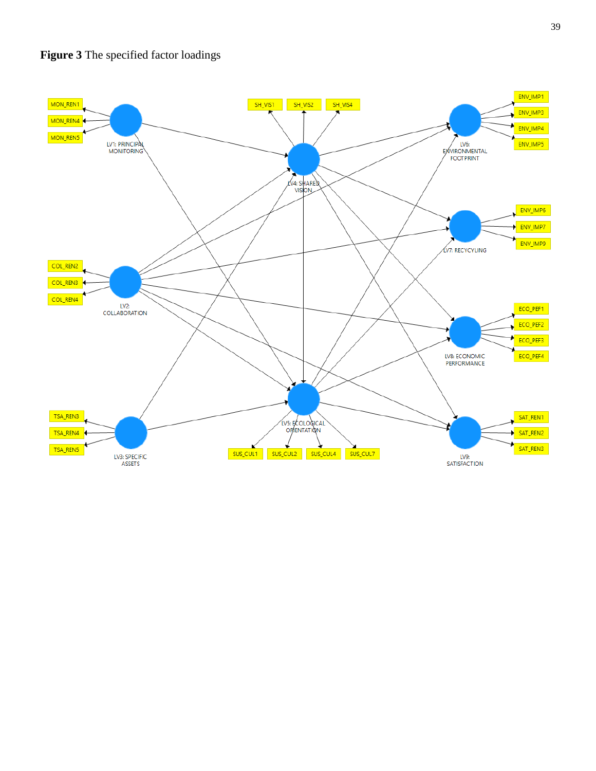**Figure 3** The specified factor loadings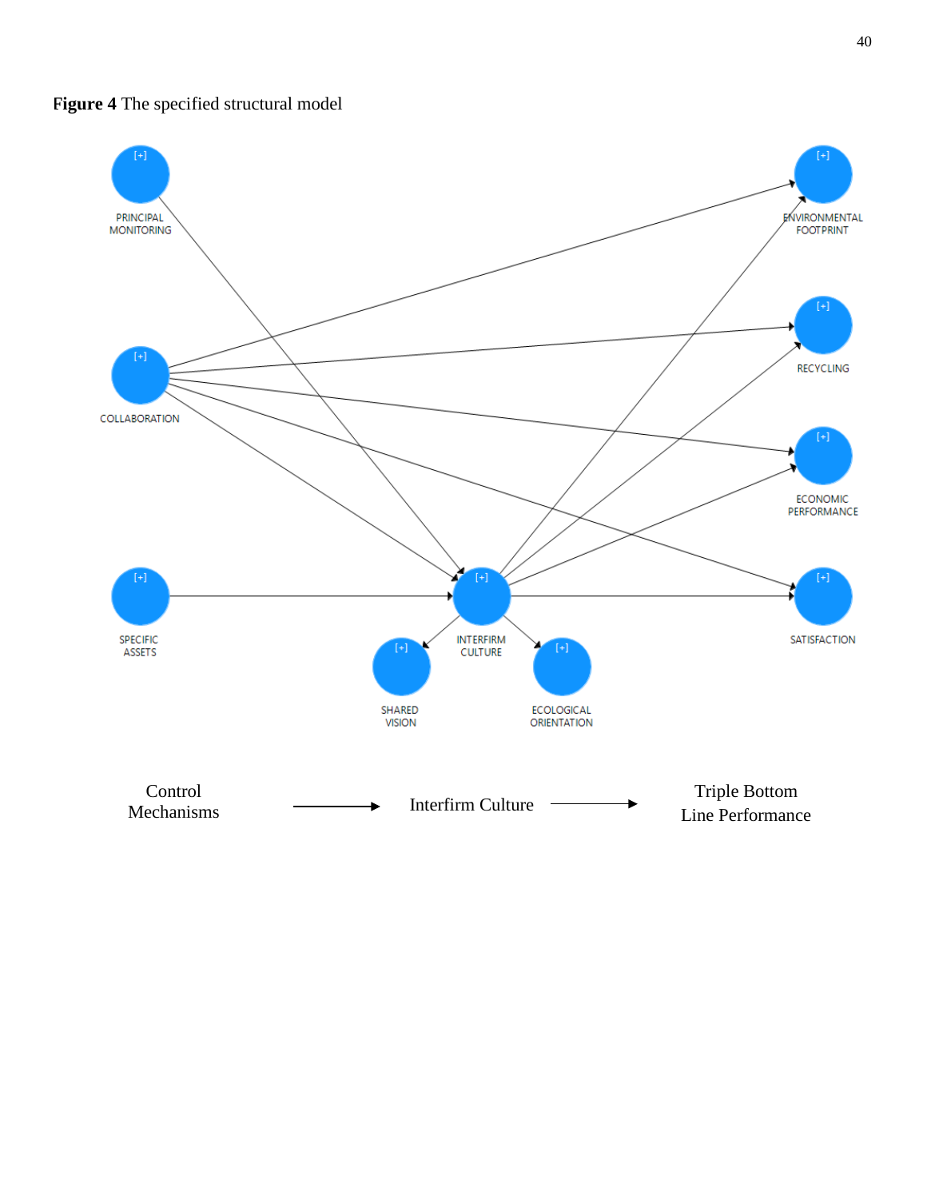**Figure 4** The specified structural model

Control Mechanisms → Interfirm Culture → Triple Bottom Line Performance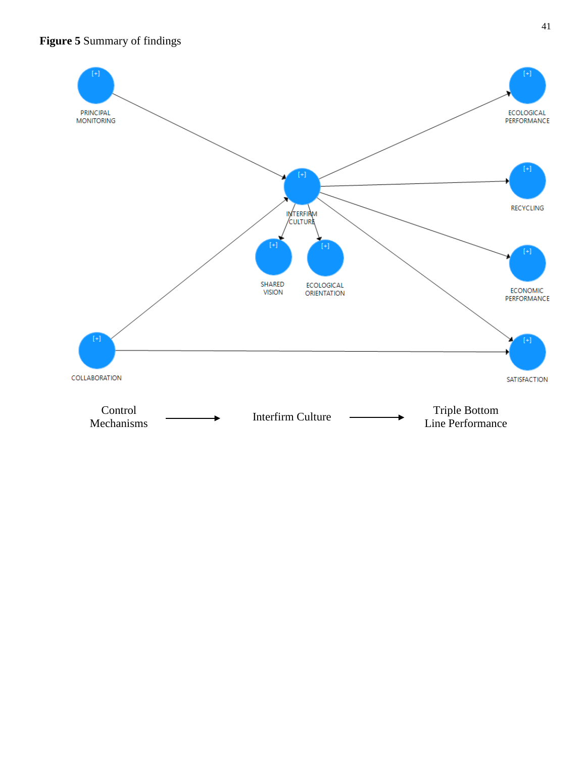**Figure 5** Summary of findings

[+]
PRINCIPAL MONITORING

[+]
ECOLOGICAL PERFORMANCE

[+]
INTERFIRM CULTURE

[+]
RECYCLING

[+]
SHARED VISION

[+]
ECOLOGICAL ORIENTATION

[+]
ECONOMIC PERFORMANCE

[+]
COLLABORATION

[+]
SATISFACTION

Control Mechanisms → Interfirm Culture → Triple Bottom Line Performance